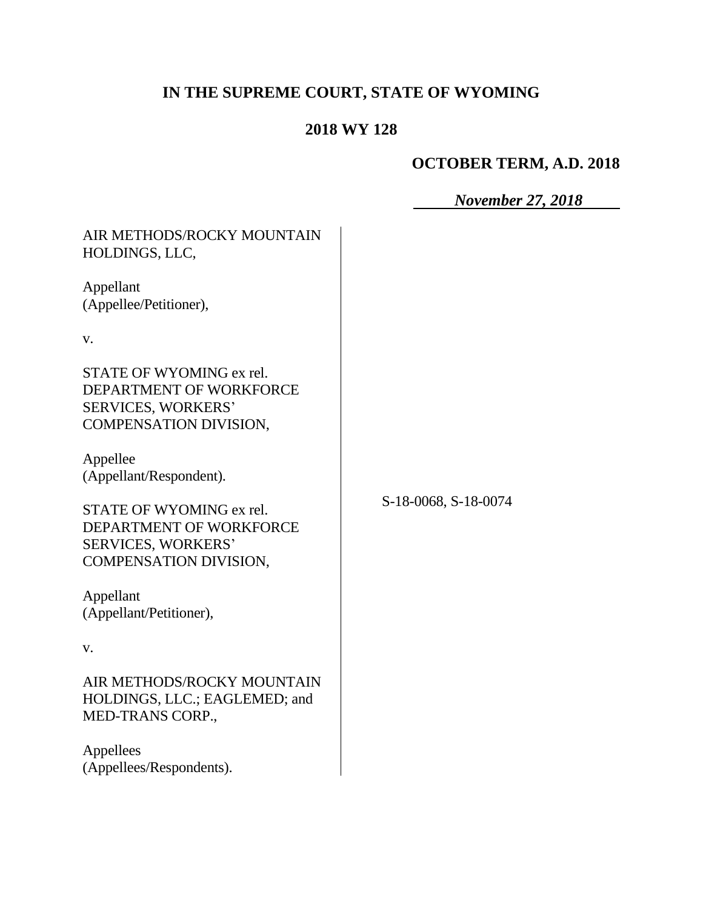# IN THE SUPREME COURT, STATE OF WYOMING

## 2018 WY 128

**OCTOBER TERM, A.D. 2018**

***November 27, 2018***

AIR METHODS/ROCKY MOUNTAIN HOLDINGS, LLC,

Appellant
(Appellee/Petitioner),

v.

STATE OF WYOMING ex rel. DEPARTMENT OF WORKFORCE SERVICES, WORKERS' COMPENSATION DIVISION,

Appellee
(Appellant/Respondent).

STATE OF WYOMING ex rel. DEPARTMENT OF WORKFORCE SERVICES, WORKERS' COMPENSATION DIVISION,

Appellant
(Appellant/Petitioner),

v.

AIR METHODS/ROCKY MOUNTAIN HOLDINGS, LLC.; EAGLEMED; and MED-TRANS CORP.,

Appellees
(Appellees/Respondents).

S-18-0068, S-18-0074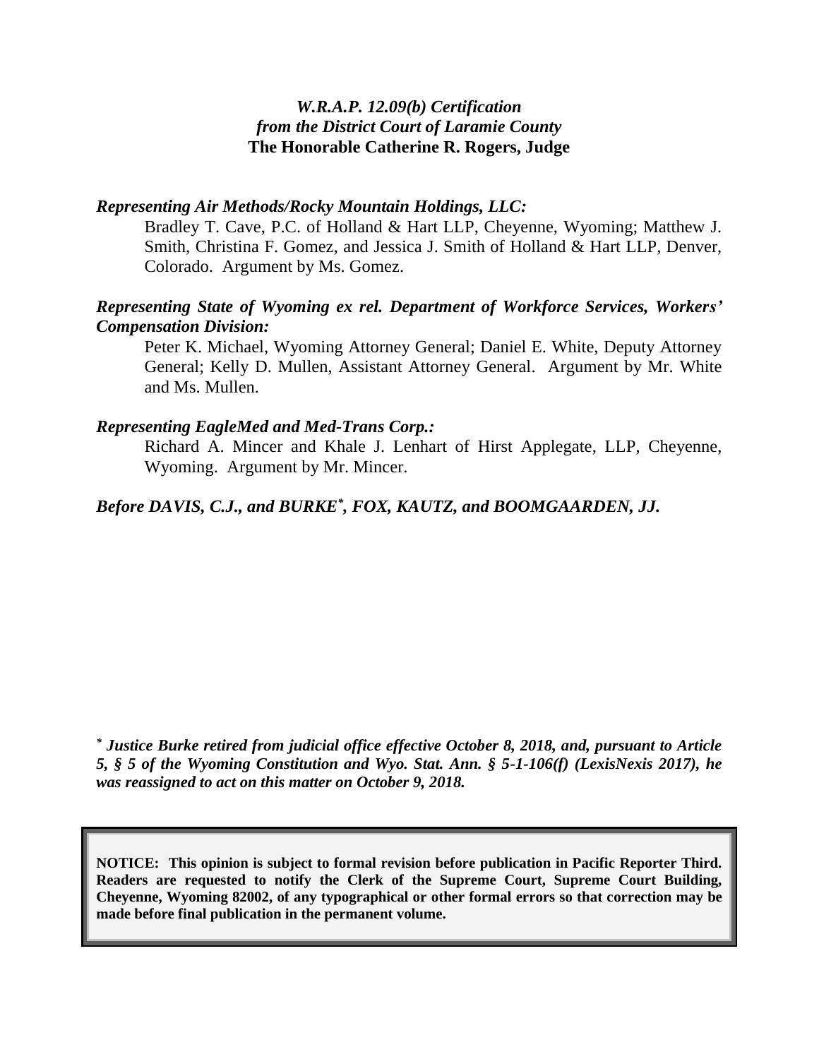*W.R.A.P. 12.09(b) Certification*
*from the District Court of Laramie County*
**The Honorable Catherine R. Rogers, Judge**

***Representing Air Methods/Rocky Mountain Holdings, LLC:***

Bradley T. Cave, P.C. of Holland & Hart LLP, Cheyenne, Wyoming; Matthew J. Smith, Christina F. Gomez, and Jessica J. Smith of Holland & Hart LLP, Denver, Colorado. Argument by Ms. Gomez.

***Representing State of Wyoming ex rel. Department of Workforce Services, Workers' Compensation Division:***

Peter K. Michael, Wyoming Attorney General; Daniel E. White, Deputy Attorney General; Kelly D. Mullen, Assistant Attorney General. Argument by Mr. White and Ms. Mullen.

***Representing EagleMed and Med-Trans Corp.:***

Richard A. Mincer and Khale J. Lenhart of Hirst Applegate, LLP, Cheyenne, Wyoming. Argument by Mr. Mincer.

***Before DAVIS, C.J., and BURKE*, FOX, KAUTZ, and BOOMGAARDEN, JJ.***

***\* Justice Burke retired from judicial office effective October 8, 2018, and, pursuant to Article 5, § 5 of the Wyoming Constitution and Wyo. Stat. Ann. § 5-1-106(f) (LexisNexis 2017), he was reassigned to act on this matter on October 9, 2018.***

**NOTICE: This opinion is subject to formal revision before publication in Pacific Reporter Third. Readers are requested to notify the Clerk of the Supreme Court, Supreme Court Building, Cheyenne, Wyoming 82002, of any typographical or other formal errors so that correction may be made before final publication in the permanent volume.**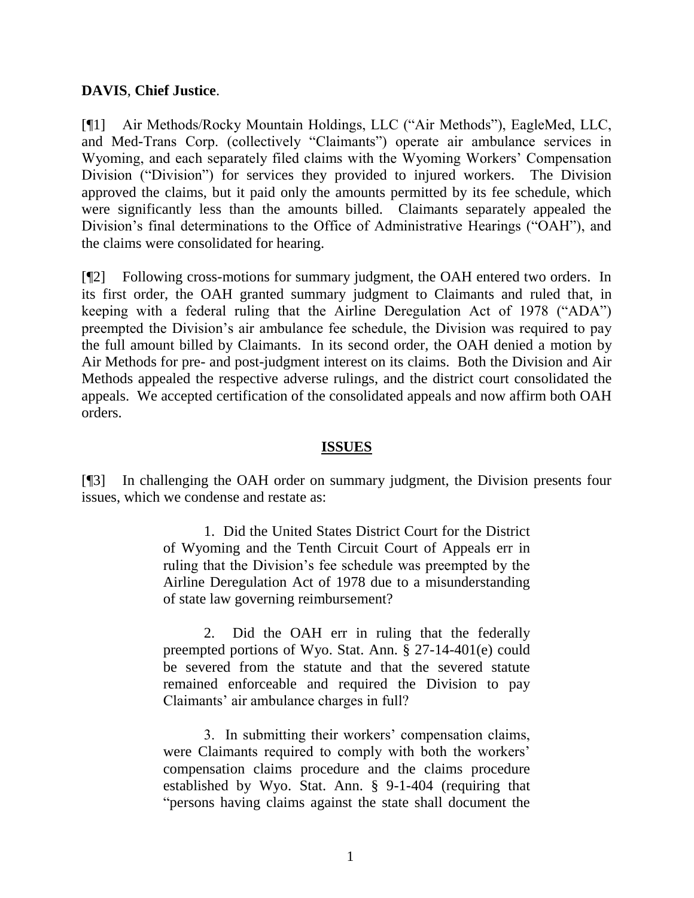**DAVIS**, **Chief Justice**.

[¶1] Air Methods/Rocky Mountain Holdings, LLC ("Air Methods"), EagleMed, LLC, and Med-Trans Corp. (collectively "Claimants") operate air ambulance services in Wyoming, and each separately filed claims with the Wyoming Workers' Compensation Division ("Division") for services they provided to injured workers. The Division approved the claims, but it paid only the amounts permitted by its fee schedule, which were significantly less than the amounts billed. Claimants separately appealed the Division's final determinations to the Office of Administrative Hearings ("OAH"), and the claims were consolidated for hearing.

[¶2] Following cross-motions for summary judgment, the OAH entered two orders. In its first order, the OAH granted summary judgment to Claimants and ruled that, in keeping with a federal ruling that the Airline Deregulation Act of 1978 ("ADA") preempted the Division's air ambulance fee schedule, the Division was required to pay the full amount billed by Claimants. In its second order, the OAH denied a motion by Air Methods for pre- and post-judgment interest on its claims. Both the Division and Air Methods appealed the respective adverse rulings, and the district court consolidated the appeals. We accepted certification of the consolidated appeals and now affirm both OAH orders.

## ISSUES

[¶3] In challenging the OAH order on summary judgment, the Division presents four issues, which we condense and restate as:

> 1. Did the United States District Court for the District of Wyoming and the Tenth Circuit Court of Appeals err in ruling that the Division's fee schedule was preempted by the Airline Deregulation Act of 1978 due to a misunderstanding of state law governing reimbursement?
>
> 2. Did the OAH err in ruling that the federally preempted portions of Wyo. Stat. Ann. § 27-14-401(e) could be severed from the statute and that the severed statute remained enforceable and required the Division to pay Claimants' air ambulance charges in full?
>
> 3. In submitting their workers' compensation claims, were Claimants required to comply with both the workers' compensation claims procedure and the claims procedure established by Wyo. Stat. Ann. § 9-1-404 (requiring that "persons having claims against the state shall document the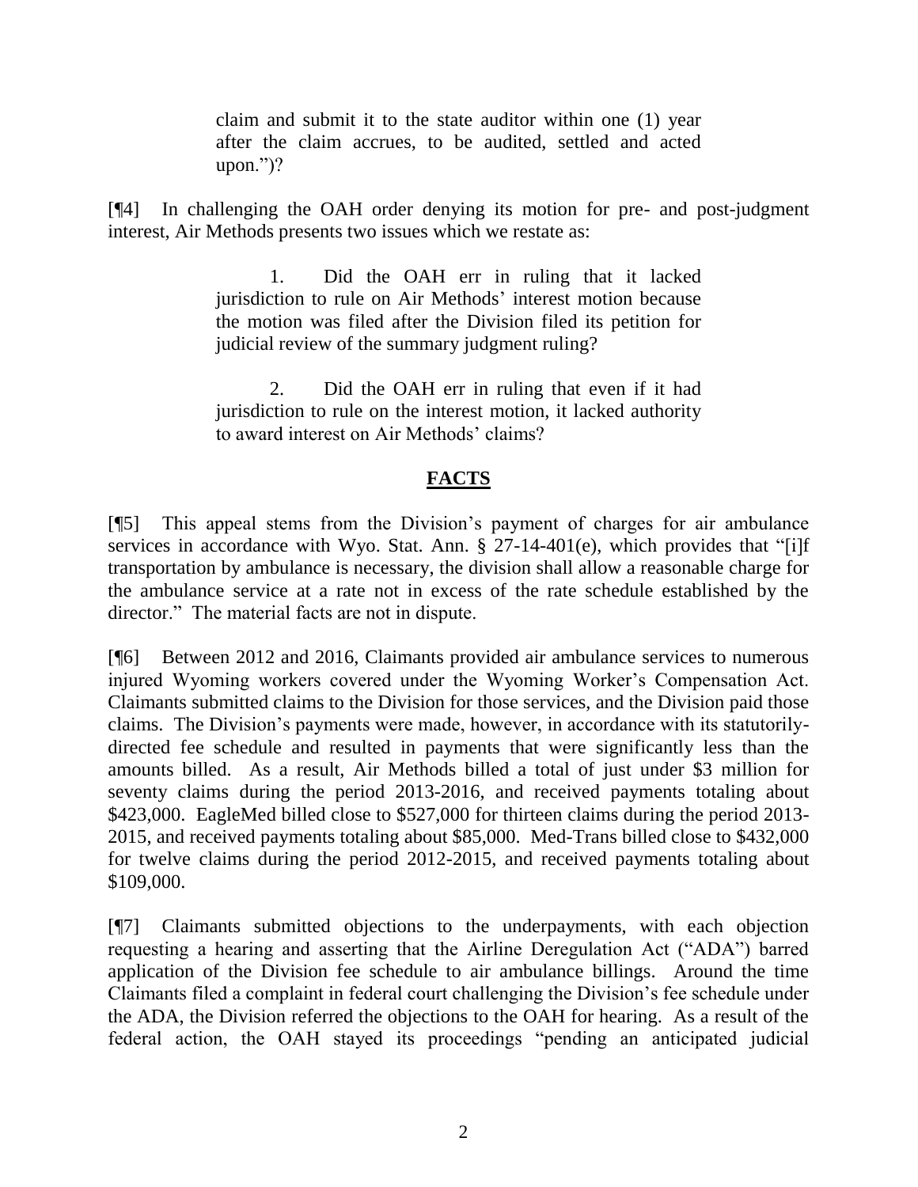> claim and submit it to the state auditor within one (1) year after the claim accrues, to be audited, settled and acted upon.")?

[¶4] In challenging the OAH order denying its motion for pre- and post-judgment interest, Air Methods presents two issues which we restate as:

> 1. Did the OAH err in ruling that it lacked jurisdiction to rule on Air Methods' interest motion because the motion was filed after the Division filed its petition for judicial review of the summary judgment ruling?
>
> 2. Did the OAH err in ruling that even if it had jurisdiction to rule on the interest motion, it lacked authority to award interest on Air Methods' claims?

## FACTS

[¶5] This appeal stems from the Division's payment of charges for air ambulance services in accordance with Wyo. Stat. Ann. § 27-14-401(e), which provides that "[i]f transportation by ambulance is necessary, the division shall allow a reasonable charge for the ambulance service at a rate not in excess of the rate schedule established by the director." The material facts are not in dispute.

[¶6] Between 2012 and 2016, Claimants provided air ambulance services to numerous injured Wyoming workers covered under the Wyoming Worker's Compensation Act. Claimants submitted claims to the Division for those services, and the Division paid those claims. The Division's payments were made, however, in accordance with its statutorily-directed fee schedule and resulted in payments that were significantly less than the amounts billed. As a result, Air Methods billed a total of just under $3 million for seventy claims during the period 2013-2016, and received payments totaling about $423,000. EagleMed billed close to $527,000 for thirteen claims during the period 2013-2015, and received payments totaling about $85,000. Med-Trans billed close to $432,000 for twelve claims during the period 2012-2015, and received payments totaling about $109,000.

[¶7] Claimants submitted objections to the underpayments, with each objection requesting a hearing and asserting that the Airline Deregulation Act ("ADA") barred application of the Division fee schedule to air ambulance billings. Around the time Claimants filed a complaint in federal court challenging the Division's fee schedule under the ADA, the Division referred the objections to the OAH for hearing. As a result of the federal action, the OAH stayed its proceedings "pending an anticipated judicial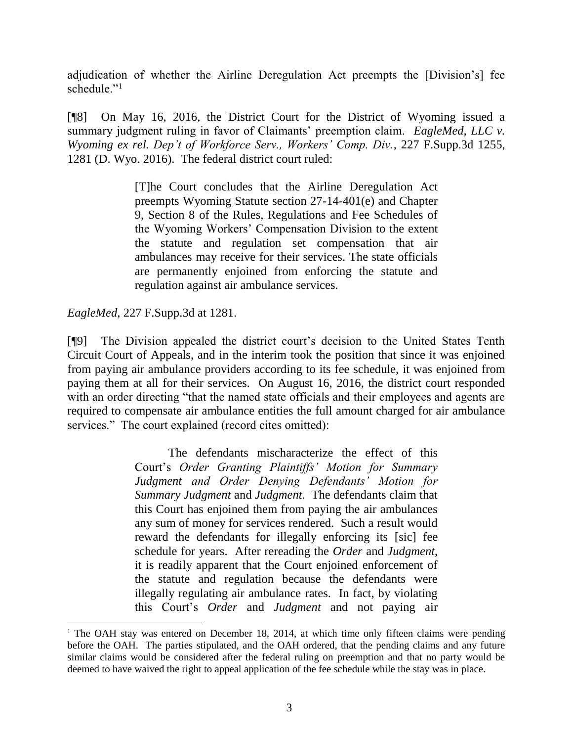adjudication of whether the Airline Deregulation Act preempts the [Division's] fee schedule."[1]

[¶8] On May 16, 2016, the District Court for the District of Wyoming issued a summary judgment ruling in favor of Claimants' preemption claim. *EagleMed, LLC v. Wyoming ex rel. Dep't of Workforce Serv., Workers' Comp. Div.*, 227 F.Supp.3d 1255, 1281 (D. Wyo. 2016). The federal district court ruled:

> [T]he Court concludes that the Airline Deregulation Act preempts Wyoming Statute section 27-14-401(e) and Chapter 9, Section 8 of the Rules, Regulations and Fee Schedules of the Wyoming Workers' Compensation Division to the extent the statute and regulation set compensation that air ambulances may receive for their services. The state officials are permanently enjoined from enforcing the statute and regulation against air ambulance services.

*EagleMed*, 227 F.Supp.3d at 1281.

[¶9] The Division appealed the district court's decision to the United States Tenth Circuit Court of Appeals, and in the interim took the position that since it was enjoined from paying air ambulance providers according to its fee schedule, it was enjoined from paying them at all for their services. On August 16, 2016, the district court responded with an order directing "that the named state officials and their employees and agents are required to compensate air ambulance entities the full amount charged for air ambulance services." The court explained (record cites omitted):

> The defendants mischaracterize the effect of this Court's *Order Granting Plaintiffs' Motion for Summary Judgment and Order Denying Defendants' Motion for Summary Judgment* and *Judgment*. The defendants claim that this Court has enjoined them from paying the air ambulances any sum of money for services rendered. Such a result would reward the defendants for illegally enforcing its [sic] fee schedule for years. After rereading the *Order* and *Judgment*, it is readily apparent that the Court enjoined enforcement of the statute and regulation because the defendants were illegally regulating air ambulance rates. In fact, by violating this Court's *Order* and *Judgment* and not paying air

[1] The OAH stay was entered on December 18, 2014, at which time only fifteen claims were pending before the OAH. The parties stipulated, and the OAH ordered, that the pending claims and any future similar claims would be considered after the federal ruling on preemption and that no party would be deemed to have waived the right to appeal application of the fee schedule while the stay was in place.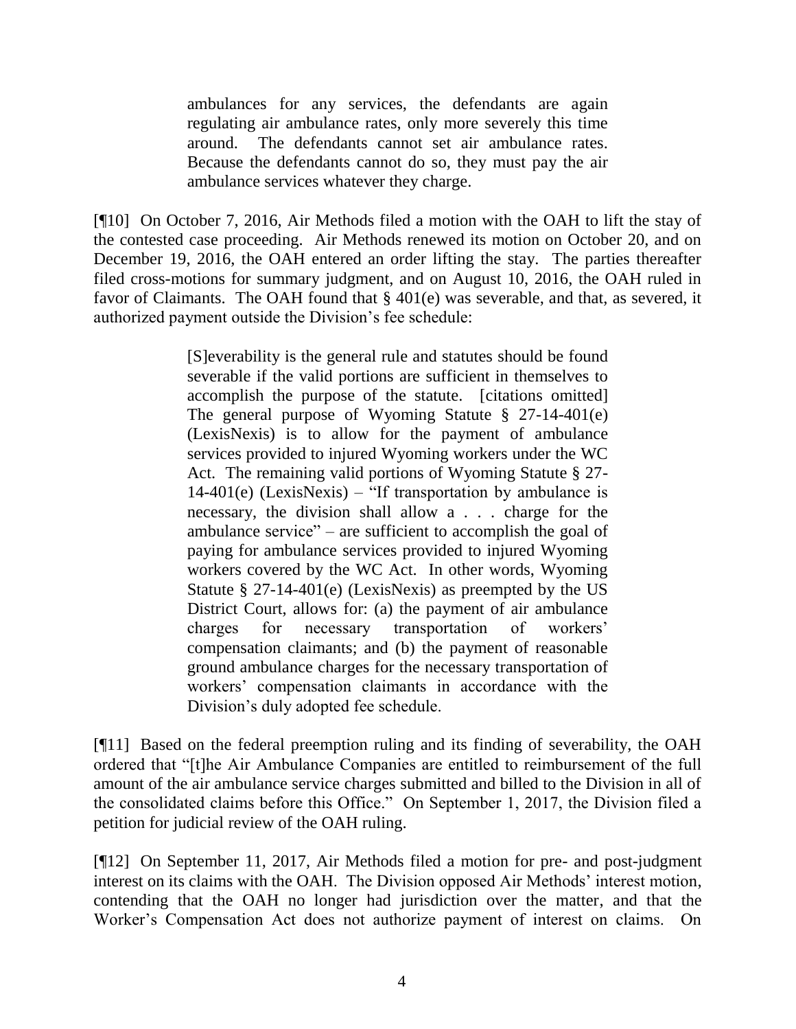> ambulances for any services, the defendants are again regulating air ambulance rates, only more severely this time around. The defendants cannot set air ambulance rates. Because the defendants cannot do so, they must pay the air ambulance services whatever they charge.

[¶10] On October 7, 2016, Air Methods filed a motion with the OAH to lift the stay of the contested case proceeding. Air Methods renewed its motion on October 20, and on December 19, 2016, the OAH entered an order lifting the stay. The parties thereafter filed cross-motions for summary judgment, and on August 10, 2016, the OAH ruled in favor of Claimants. The OAH found that § 401(e) was severable, and that, as severed, it authorized payment outside the Division's fee schedule:

> [S]everability is the general rule and statutes should be found severable if the valid portions are sufficient in themselves to accomplish the purpose of the statute. [citations omitted] The general purpose of Wyoming Statute § 27-14-401(e) (LexisNexis) is to allow for the payment of ambulance services provided to injured Wyoming workers under the WC Act. The remaining valid portions of Wyoming Statute § 27-14-401(e) (LexisNexis) – "If transportation by ambulance is necessary, the division shall allow a . . . charge for the ambulance service" – are sufficient to accomplish the goal of paying for ambulance services provided to injured Wyoming workers covered by the WC Act. In other words, Wyoming Statute § 27-14-401(e) (LexisNexis) as preempted by the US District Court, allows for: (a) the payment of air ambulance charges for necessary transportation of workers' compensation claimants; and (b) the payment of reasonable ground ambulance charges for the necessary transportation of workers' compensation claimants in accordance with the Division's duly adopted fee schedule.

[¶11] Based on the federal preemption ruling and its finding of severability, the OAH ordered that "[t]he Air Ambulance Companies are entitled to reimbursement of the full amount of the air ambulance service charges submitted and billed to the Division in all of the consolidated claims before this Office." On September 1, 2017, the Division filed a petition for judicial review of the OAH ruling.

[¶12] On September 11, 2017, Air Methods filed a motion for pre- and post-judgment interest on its claims with the OAH. The Division opposed Air Methods' interest motion, contending that the OAH no longer had jurisdiction over the matter, and that the Worker's Compensation Act does not authorize payment of interest on claims. On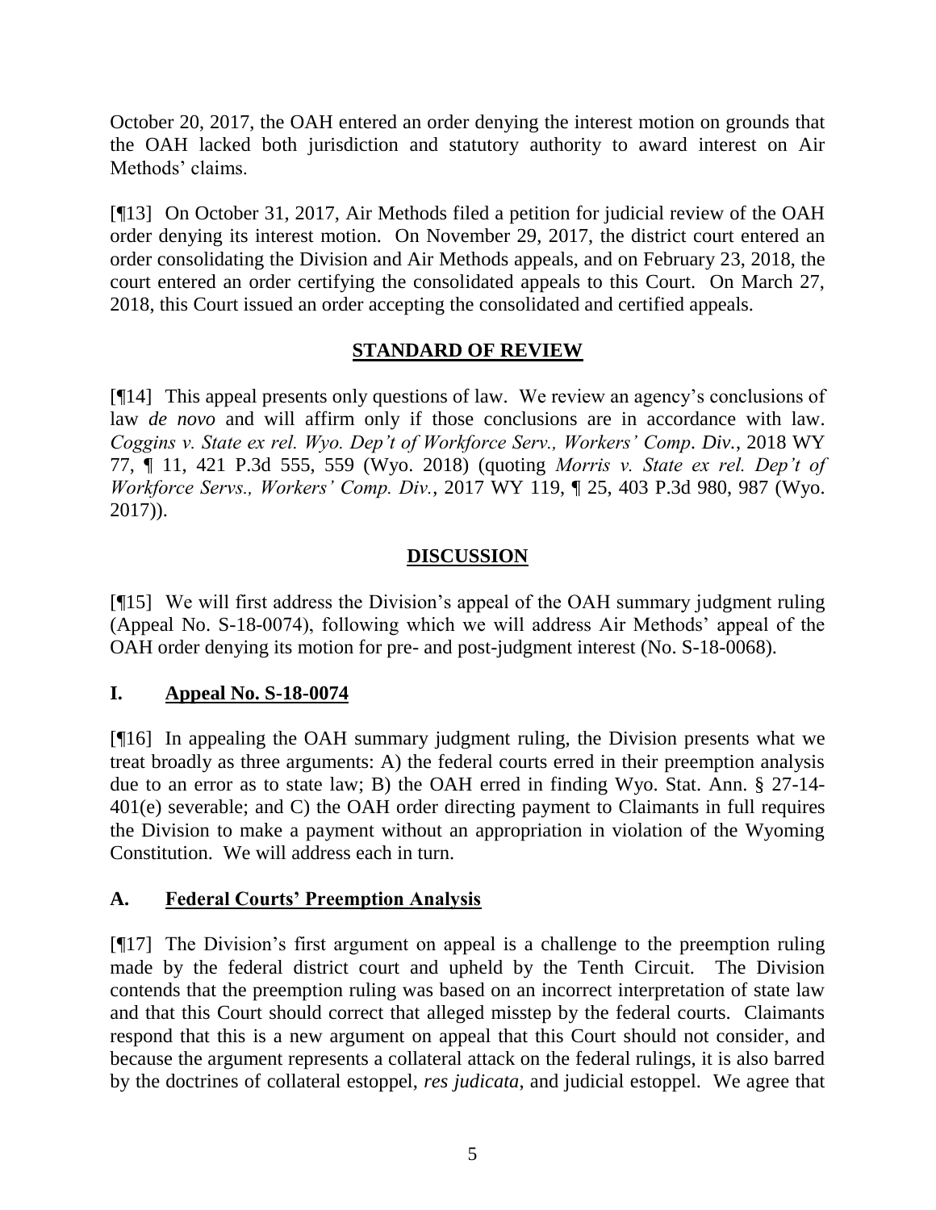October 20, 2017, the OAH entered an order denying the interest motion on grounds that the OAH lacked both jurisdiction and statutory authority to award interest on Air Methods' claims.

[¶13] On October 31, 2017, Air Methods filed a petition for judicial review of the OAH order denying its interest motion. On November 29, 2017, the district court entered an order consolidating the Division and Air Methods appeals, and on February 23, 2018, the court entered an order certifying the consolidated appeals to this Court. On March 27, 2018, this Court issued an order accepting the consolidated and certified appeals.

## STANDARD OF REVIEW

[¶14] This appeal presents only questions of law. We review an agency's conclusions of law *de novo* and will affirm only if those conclusions are in accordance with law. *Coggins v. State ex rel. Wyo. Dep't of Workforce Serv., Workers' Comp. Div.*, 2018 WY 77, ¶ 11, 421 P.3d 555, 559 (Wyo. 2018) (quoting *Morris v. State ex rel. Dep't of Workforce Servs., Workers' Comp. Div.*, 2017 WY 119, ¶ 25, 403 P.3d 980, 987 (Wyo. 2017)).

## DISCUSSION

[¶15] We will first address the Division's appeal of the OAH summary judgment ruling (Appeal No. S-18-0074), following which we will address Air Methods' appeal of the OAH order denying its motion for pre- and post-judgment interest (No. S-18-0068).

### I. Appeal No. S-18-0074

[¶16] In appealing the OAH summary judgment ruling, the Division presents what we treat broadly as three arguments: A) the federal courts erred in their preemption analysis due to an error as to state law; B) the OAH erred in finding Wyo. Stat. Ann. § 27-14-401(e) severable; and C) the OAH order directing payment to Claimants in full requires the Division to make a payment without an appropriation in violation of the Wyoming Constitution. We will address each in turn.

### A. Federal Courts' Preemption Analysis

[¶17] The Division's first argument on appeal is a challenge to the preemption ruling made by the federal district court and upheld by the Tenth Circuit. The Division contends that the preemption ruling was based on an incorrect interpretation of state law and that this Court should correct that alleged misstep by the federal courts. Claimants respond that this is a new argument on appeal that this Court should not consider, and because the argument represents a collateral attack on the federal rulings, it is also barred by the doctrines of collateral estoppel, *res judicata*, and judicial estoppel. We agree that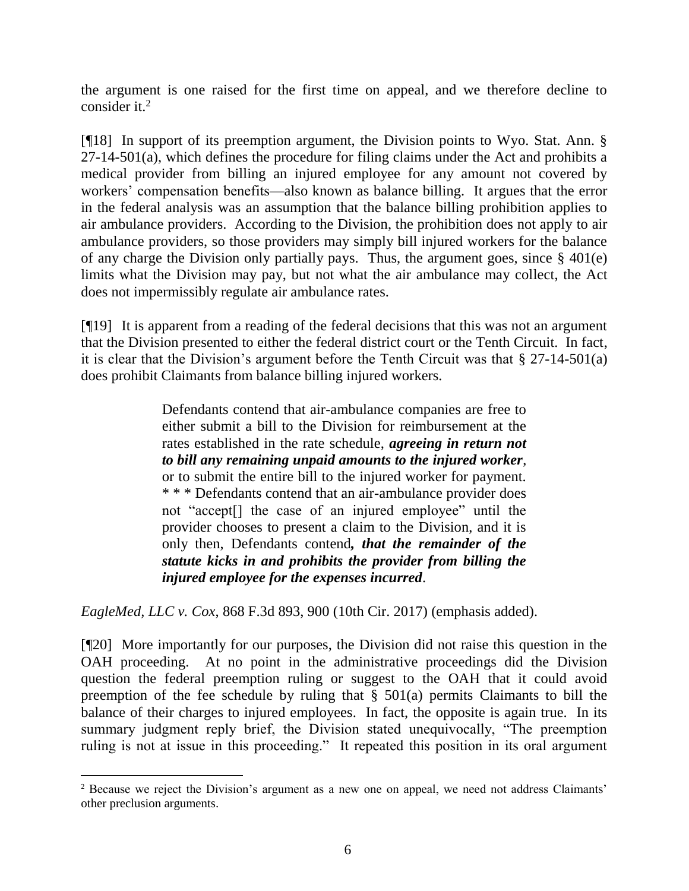the argument is one raised for the first time on appeal, and we therefore decline to consider it.[2]

[¶18] In support of its preemption argument, the Division points to Wyo. Stat. Ann. § 27-14-501(a), which defines the procedure for filing claims under the Act and prohibits a medical provider from billing an injured employee for any amount not covered by workers' compensation benefits—also known as balance billing. It argues that the error in the federal analysis was an assumption that the balance billing prohibition applies to air ambulance providers. According to the Division, the prohibition does not apply to air ambulance providers, so those providers may simply bill injured workers for the balance of any charge the Division only partially pays. Thus, the argument goes, since § 401(e) limits what the Division may pay, but not what the air ambulance may collect, the Act does not impermissibly regulate air ambulance rates.

[¶19] It is apparent from a reading of the federal decisions that this was not an argument that the Division presented to either the federal district court or the Tenth Circuit. In fact, it is clear that the Division's argument before the Tenth Circuit was that § 27-14-501(a) does prohibit Claimants from balance billing injured workers.

> Defendants contend that air-ambulance companies are free to either submit a bill to the Division for reimbursement at the rates established in the rate schedule, ***agreeing in return not to bill any remaining unpaid amounts to the injured worker***, or to submit the entire bill to the injured worker for payment. * * * Defendants contend that an air-ambulance provider does not "accept[] the case of an injured employee" until the provider chooses to present a claim to the Division, and it is only then, Defendants contend***, that the remainder of the statute kicks in and prohibits the provider from billing the injured employee for the expenses incurred***.

*EagleMed, LLC v. Cox*, 868 F.3d 893, 900 (10th Cir. 2017) (emphasis added).

[¶20] More importantly for our purposes, the Division did not raise this question in the OAH proceeding. At no point in the administrative proceedings did the Division question the federal preemption ruling or suggest to the OAH that it could avoid preemption of the fee schedule by ruling that § 501(a) permits Claimants to bill the balance of their charges to injured employees. In fact, the opposite is again true. In its summary judgment reply brief, the Division stated unequivocally, "The preemption ruling is not at issue in this proceeding." It repeated this position in its oral argument

---

[2] Because we reject the Division's argument as a new one on appeal, we need not address Claimants' other preclusion arguments.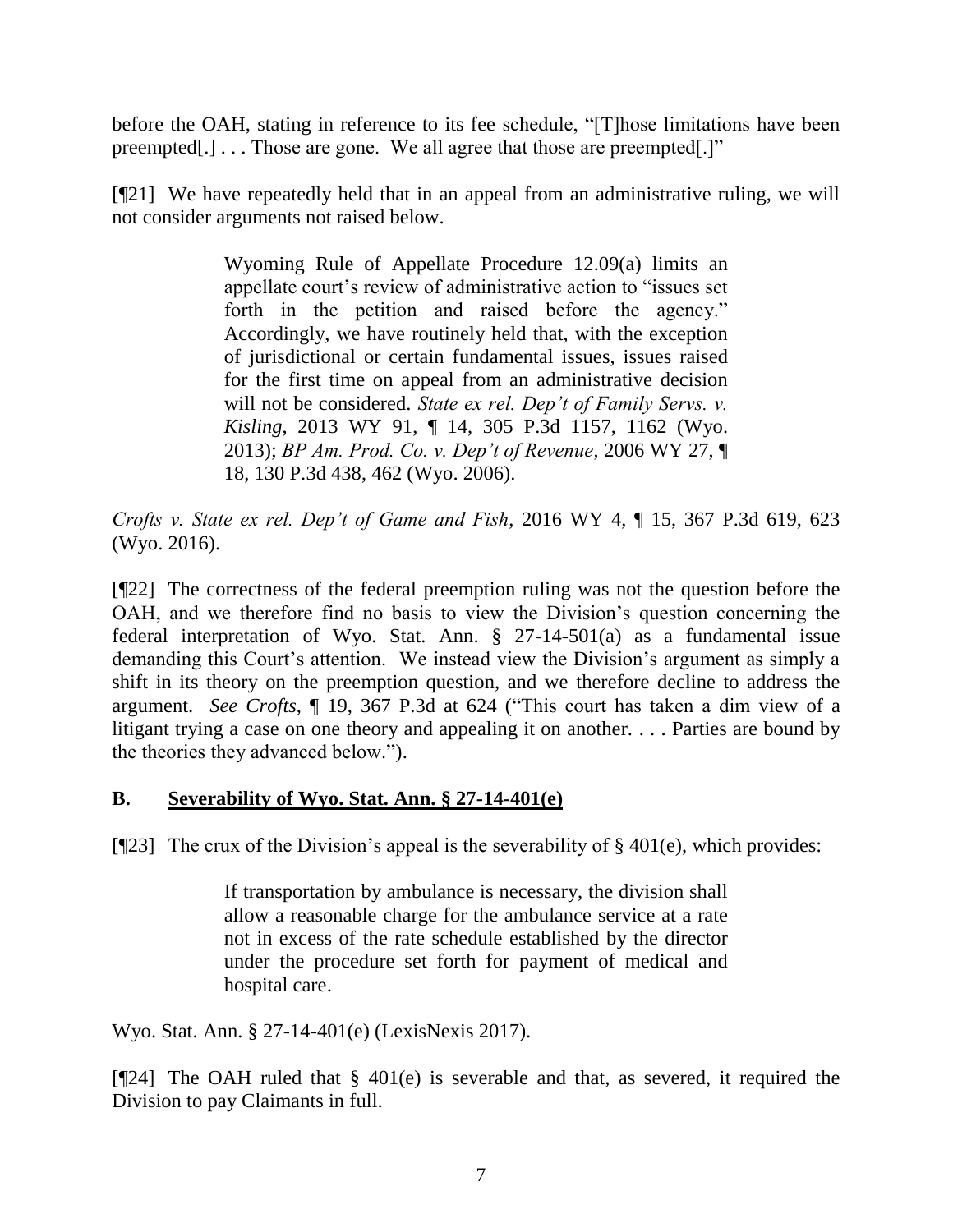before the OAH, stating in reference to its fee schedule, "[T]hose limitations have been preempted[.] . . . Those are gone. We all agree that those are preempted[.]"

[¶21] We have repeatedly held that in an appeal from an administrative ruling, we will not consider arguments not raised below.

> Wyoming Rule of Appellate Procedure 12.09(a) limits an appellate court's review of administrative action to "issues set forth in the petition and raised before the agency." Accordingly, we have routinely held that, with the exception of jurisdictional or certain fundamental issues, issues raised for the first time on appeal from an administrative decision will not be considered. *State ex rel. Dep't of Family Servs. v. Kisling*, 2013 WY 91, ¶ 14, 305 P.3d 1157, 1162 (Wyo. 2013); *BP Am. Prod. Co. v. Dep't of Revenue*, 2006 WY 27, ¶ 18, 130 P.3d 438, 462 (Wyo. 2006).

*Crofts v. State ex rel. Dep't of Game and Fish*, 2016 WY 4, ¶ 15, 367 P.3d 619, 623 (Wyo. 2016).

[¶22] The correctness of the federal preemption ruling was not the question before the OAH, and we therefore find no basis to view the Division's question concerning the federal interpretation of Wyo. Stat. Ann. § 27-14-501(a) as a fundamental issue demanding this Court's attention. We instead view the Division's argument as simply a shift in its theory on the preemption question, and we therefore decline to address the argument. *See Crofts*, ¶ 19, 367 P.3d at 624 ("This court has taken a dim view of a litigant trying a case on one theory and appealing it on another. . . . Parties are bound by the theories they advanced below.").

## **B. <u>Severability of Wyo. Stat. Ann. § 27-14-401(e)</u>**

[¶23] The crux of the Division's appeal is the severability of § 401(e), which provides:

> If transportation by ambulance is necessary, the division shall allow a reasonable charge for the ambulance service at a rate not in excess of the rate schedule established by the director under the procedure set forth for payment of medical and hospital care.

Wyo. Stat. Ann. § 27-14-401(e) (LexisNexis 2017).

[¶24] The OAH ruled that § 401(e) is severable and that, as severed, it required the Division to pay Claimants in full.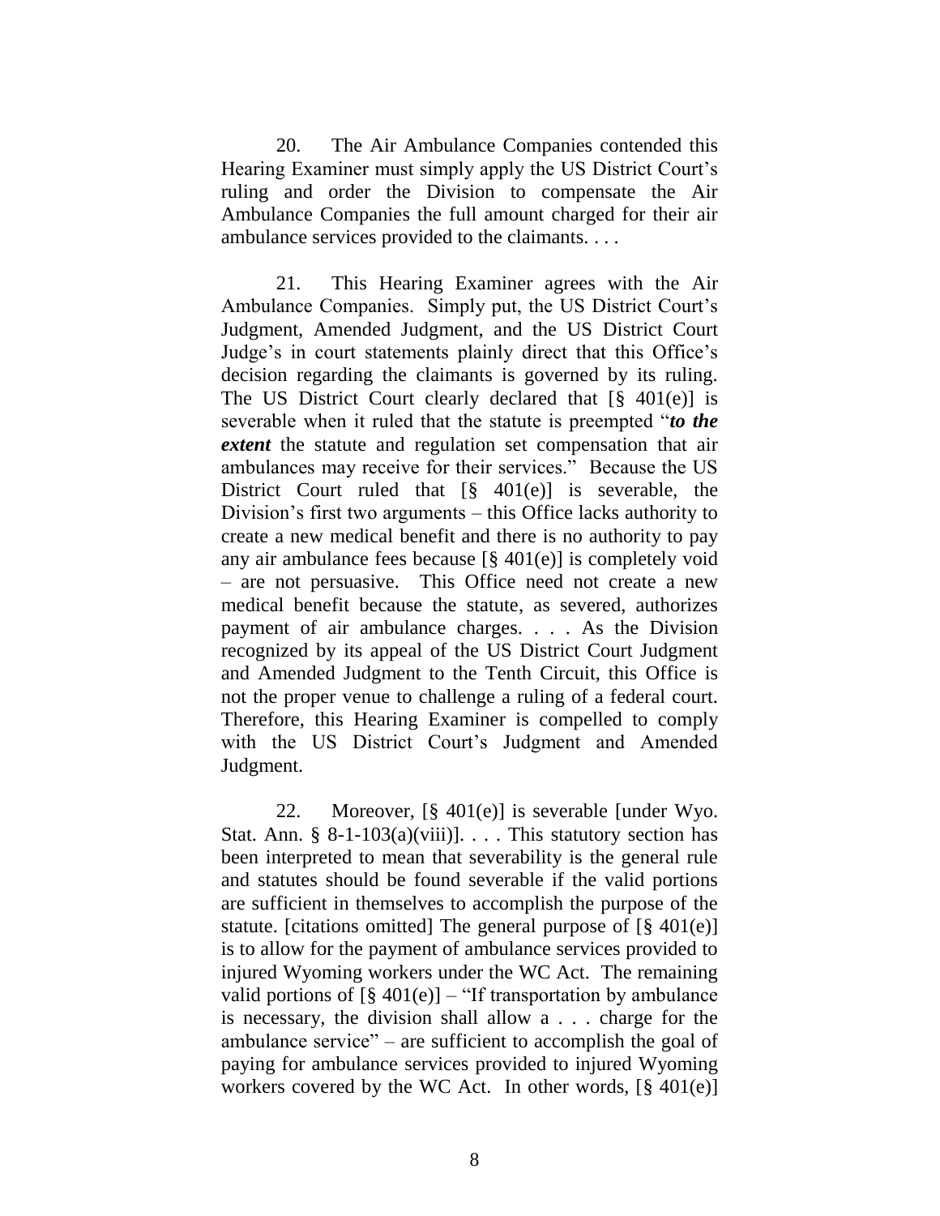20. The Air Ambulance Companies contended this Hearing Examiner must simply apply the US District Court's ruling and order the Division to compensate the Air Ambulance Companies the full amount charged for their air ambulance services provided to the claimants. . . .

21. This Hearing Examiner agrees with the Air Ambulance Companies. Simply put, the US District Court's Judgment, Amended Judgment, and the US District Court Judge's in court statements plainly direct that this Office's decision regarding the claimants is governed by its ruling. The US District Court clearly declared that [§ 401(e)] is severable when it ruled that the statute is preempted "***to the extent*** the statute and regulation set compensation that air ambulances may receive for their services." Because the US District Court ruled that [§ 401(e)] is severable, the Division's first two arguments – this Office lacks authority to create a new medical benefit and there is no authority to pay any air ambulance fees because [§ 401(e)] is completely void – are not persuasive. This Office need not create a new medical benefit because the statute, as severed, authorizes payment of air ambulance charges. . . . As the Division recognized by its appeal of the US District Court Judgment and Amended Judgment to the Tenth Circuit, this Office is not the proper venue to challenge a ruling of a federal court. Therefore, this Hearing Examiner is compelled to comply with the US District Court's Judgment and Amended Judgment.

22. Moreover, [§ 401(e)] is severable [under Wyo. Stat. Ann. § 8-1-103(a)(viii)]. . . . This statutory section has been interpreted to mean that severability is the general rule and statutes should be found severable if the valid portions are sufficient in themselves to accomplish the purpose of the statute. [citations omitted] The general purpose of [§ 401(e)] is to allow for the payment of ambulance services provided to injured Wyoming workers under the WC Act. The remaining valid portions of [§ 401(e)] – "If transportation by ambulance is necessary, the division shall allow a . . . charge for the ambulance service" – are sufficient to accomplish the goal of paying for ambulance services provided to injured Wyoming workers covered by the WC Act. In other words, [§ 401(e)]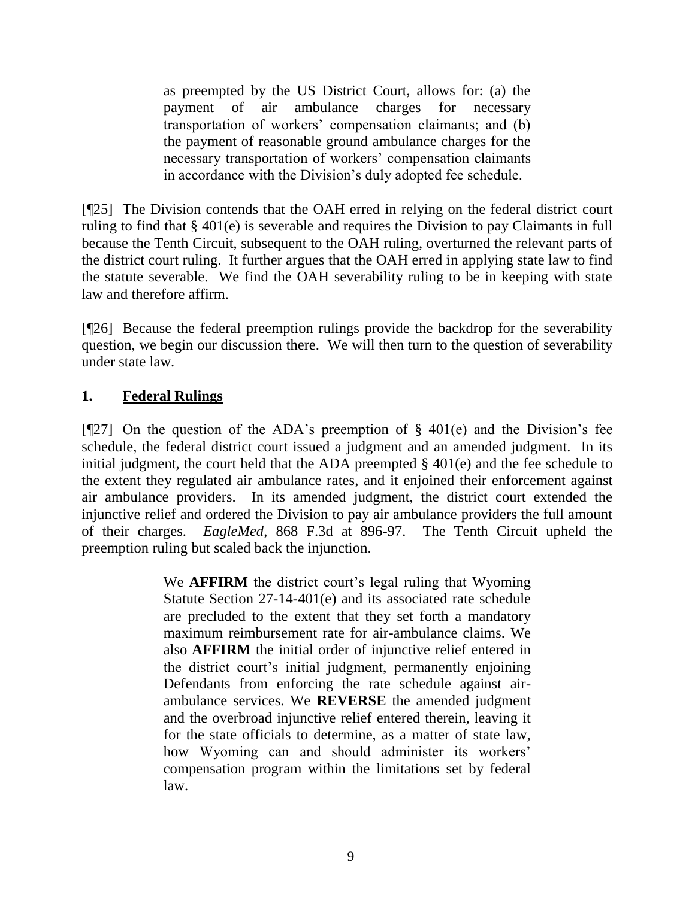> as preempted by the US District Court, allows for: (a) the payment of air ambulance charges for necessary transportation of workers' compensation claimants; and (b) the payment of reasonable ground ambulance charges for the necessary transportation of workers' compensation claimants in accordance with the Division's duly adopted fee schedule.

[¶25] The Division contends that the OAH erred in relying on the federal district court ruling to find that § 401(e) is severable and requires the Division to pay Claimants in full because the Tenth Circuit, subsequent to the OAH ruling, overturned the relevant parts of the district court ruling. It further argues that the OAH erred in applying state law to find the statute severable. We find the OAH severability ruling to be in keeping with state law and therefore affirm.

[¶26] Because the federal preemption rulings provide the backdrop for the severability question, we begin our discussion there. We will then turn to the question of severability under state law.

## 1. Federal Rulings

[¶27] On the question of the ADA's preemption of § 401(e) and the Division's fee schedule, the federal district court issued a judgment and an amended judgment. In its initial judgment, the court held that the ADA preempted § 401(e) and the fee schedule to the extent they regulated air ambulance rates, and it enjoined their enforcement against air ambulance providers. In its amended judgment, the district court extended the injunctive relief and ordered the Division to pay air ambulance providers the full amount of their charges. *EagleMed*, 868 F.3d at 896-97. The Tenth Circuit upheld the preemption ruling but scaled back the injunction.

> We **AFFIRM** the district court's legal ruling that Wyoming Statute Section 27-14-401(e) and its associated rate schedule are precluded to the extent that they set forth a mandatory maximum reimbursement rate for air-ambulance claims. We also **AFFIRM** the initial order of injunctive relief entered in the district court's initial judgment, permanently enjoining Defendants from enforcing the rate schedule against air-ambulance services. We **REVERSE** the amended judgment and the overbroad injunctive relief entered therein, leaving it for the state officials to determine, as a matter of state law, how Wyoming can and should administer its workers' compensation program within the limitations set by federal law.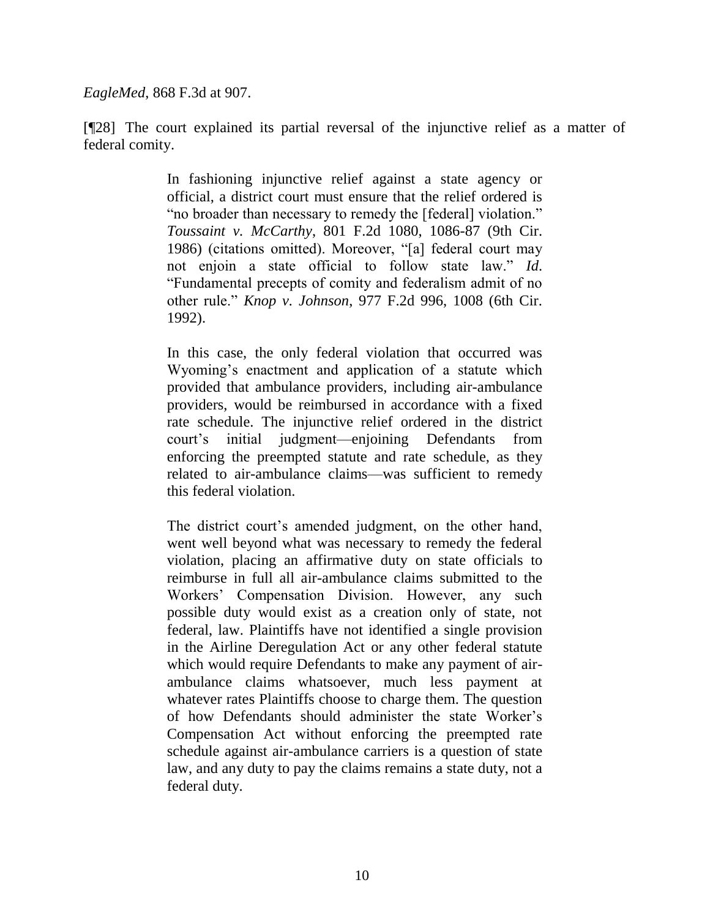*EagleMed*, 868 F.3d at 907.

[¶28] The court explained its partial reversal of the injunctive relief as a matter of federal comity.

> In fashioning injunctive relief against a state agency or official, a district court must ensure that the relief ordered is "no broader than necessary to remedy the [federal] violation." *Toussaint v. McCarthy*, 801 F.2d 1080, 1086-87 (9th Cir. 1986) (citations omitted). Moreover, "[a] federal court may not enjoin a state official to follow state law." *Id*. "Fundamental precepts of comity and federalism admit of no other rule." *Knop v. Johnson*, 977 F.2d 996, 1008 (6th Cir. 1992).
>
> In this case, the only federal violation that occurred was Wyoming's enactment and application of a statute which provided that ambulance providers, including air-ambulance providers, would be reimbursed in accordance with a fixed rate schedule. The injunctive relief ordered in the district court's initial judgment—enjoining Defendants from enforcing the preempted statute and rate schedule, as they related to air-ambulance claims—was sufficient to remedy this federal violation.
>
> The district court's amended judgment, on the other hand, went well beyond what was necessary to remedy the federal violation, placing an affirmative duty on state officials to reimburse in full all air-ambulance claims submitted to the Workers' Compensation Division. However, any such possible duty would exist as a creation only of state, not federal, law. Plaintiffs have not identified a single provision in the Airline Deregulation Act or any other federal statute which would require Defendants to make any payment of air-ambulance claims whatsoever, much less payment at whatever rates Plaintiffs choose to charge them. The question of how Defendants should administer the state Worker's Compensation Act without enforcing the preempted rate schedule against air-ambulance carriers is a question of state law, and any duty to pay the claims remains a state duty, not a federal duty.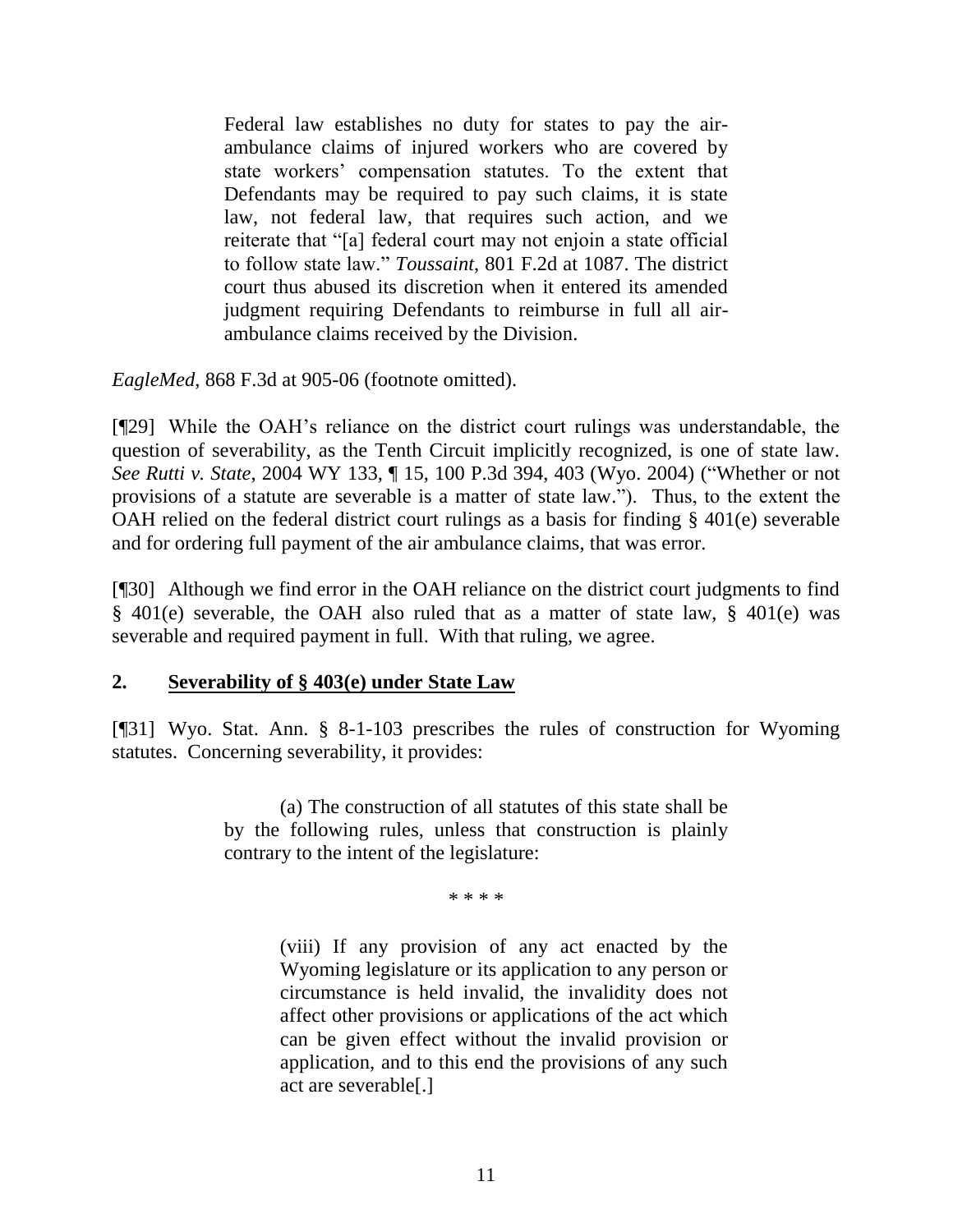> Federal law establishes no duty for states to pay the air-ambulance claims of injured workers who are covered by state workers' compensation statutes. To the extent that Defendants may be required to pay such claims, it is state law, not federal law, that requires such action, and we reiterate that "[a] federal court may not enjoin a state official to follow state law." *Toussaint*, 801 F.2d at 1087. The district court thus abused its discretion when it entered its amended judgment requiring Defendants to reimburse in full all air-ambulance claims received by the Division.

*EagleMed*, 868 F.3d at 905-06 (footnote omitted).

[¶29] While the OAH's reliance on the district court rulings was understandable, the question of severability, as the Tenth Circuit implicitly recognized, is one of state law. *See Rutti v. State*, 2004 WY 133, ¶ 15, 100 P.3d 394, 403 (Wyo. 2004) ("Whether or not provisions of a statute are severable is a matter of state law."). Thus, to the extent the OAH relied on the federal district court rulings as a basis for finding § 401(e) severable and for ordering full payment of the air ambulance claims, that was error.

[¶30] Although we find error in the OAH reliance on the district court judgments to find § 401(e) severable, the OAH also ruled that as a matter of state law, § 401(e) was severable and required payment in full. With that ruling, we agree.

## 2. Severability of § 403(e) under State Law

[¶31] Wyo. Stat. Ann. § 8-1-103 prescribes the rules of construction for Wyoming statutes. Concerning severability, it provides:

> (a) The construction of all statutes of this state shall be by the following rules, unless that construction is plainly contrary to the intent of the legislature:
>
> \* \* \* \*
>
> (viii) If any provision of any act enacted by the Wyoming legislature or its application to any person or circumstance is held invalid, the invalidity does not affect other provisions or applications of the act which can be given effect without the invalid provision or application, and to this end the provisions of any such act are severable[.]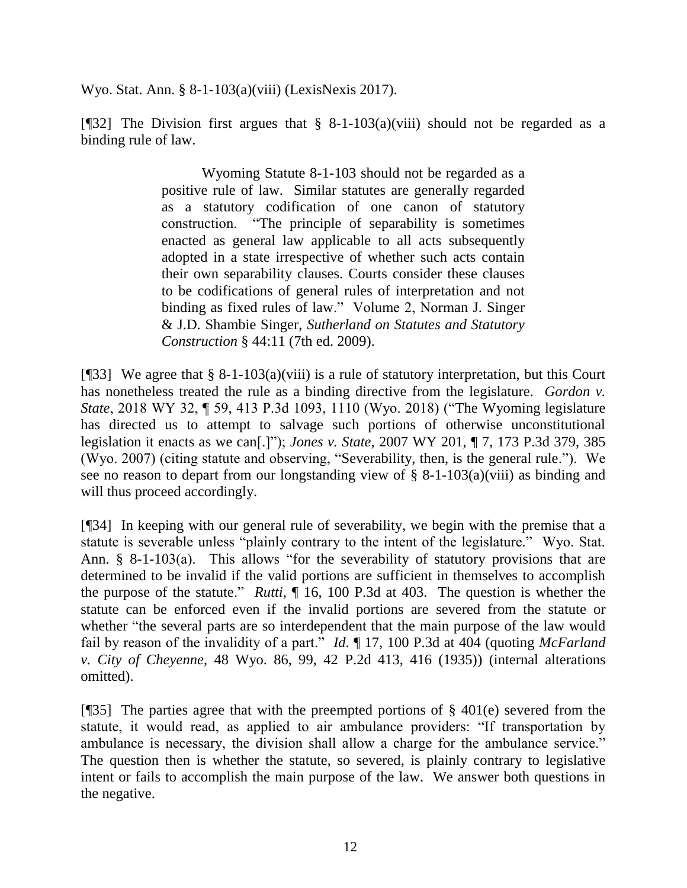Wyo. Stat. Ann. § 8-1-103(a)(viii) (LexisNexis 2017).

[¶32] The Division first argues that § 8-1-103(a)(viii) should not be regarded as a binding rule of law.

> Wyoming Statute 8-1-103 should not be regarded as a positive rule of law. Similar statutes are generally regarded as a statutory codification of one canon of statutory construction. "The principle of separability is sometimes enacted as general law applicable to all acts subsequently adopted in a state irrespective of whether such acts contain their own separability clauses. Courts consider these clauses to be codifications of general rules of interpretation and not binding as fixed rules of law." Volume 2, Norman J. Singer & J.D. Shambie Singer, *Sutherland on Statutes and Statutory Construction* § 44:11 (7th ed. 2009).

[¶33] We agree that § 8-1-103(a)(viii) is a rule of statutory interpretation, but this Court has nonetheless treated the rule as a binding directive from the legislature. *Gordon v. State*, 2018 WY 32, ¶ 59, 413 P.3d 1093, 1110 (Wyo. 2018) ("The Wyoming legislature has directed us to attempt to salvage such portions of otherwise unconstitutional legislation it enacts as we can[.]"); *Jones v. State*, 2007 WY 201, ¶ 7, 173 P.3d 379, 385 (Wyo. 2007) (citing statute and observing, "Severability, then, is the general rule."). We see no reason to depart from our longstanding view of § 8-1-103(a)(viii) as binding and will thus proceed accordingly.

[¶34] In keeping with our general rule of severability, we begin with the premise that a statute is severable unless "plainly contrary to the intent of the legislature." Wyo. Stat. Ann. § 8-1-103(a). This allows "for the severability of statutory provisions that are determined to be invalid if the valid portions are sufficient in themselves to accomplish the purpose of the statute." *Rutti*, ¶ 16, 100 P.3d at 403. The question is whether the statute can be enforced even if the invalid portions are severed from the statute or whether "the several parts are so interdependent that the main purpose of the law would fail by reason of the invalidity of a part." *Id*. ¶ 17, 100 P.3d at 404 (quoting *McFarland v. City of Cheyenne*, 48 Wyo. 86, 99, 42 P.2d 413, 416 (1935)) (internal alterations omitted).

[¶35] The parties agree that with the preempted portions of § 401(e) severed from the statute, it would read, as applied to air ambulance providers: "If transportation by ambulance is necessary, the division shall allow a charge for the ambulance service." The question then is whether the statute, so severed, is plainly contrary to legislative intent or fails to accomplish the main purpose of the law. We answer both questions in the negative.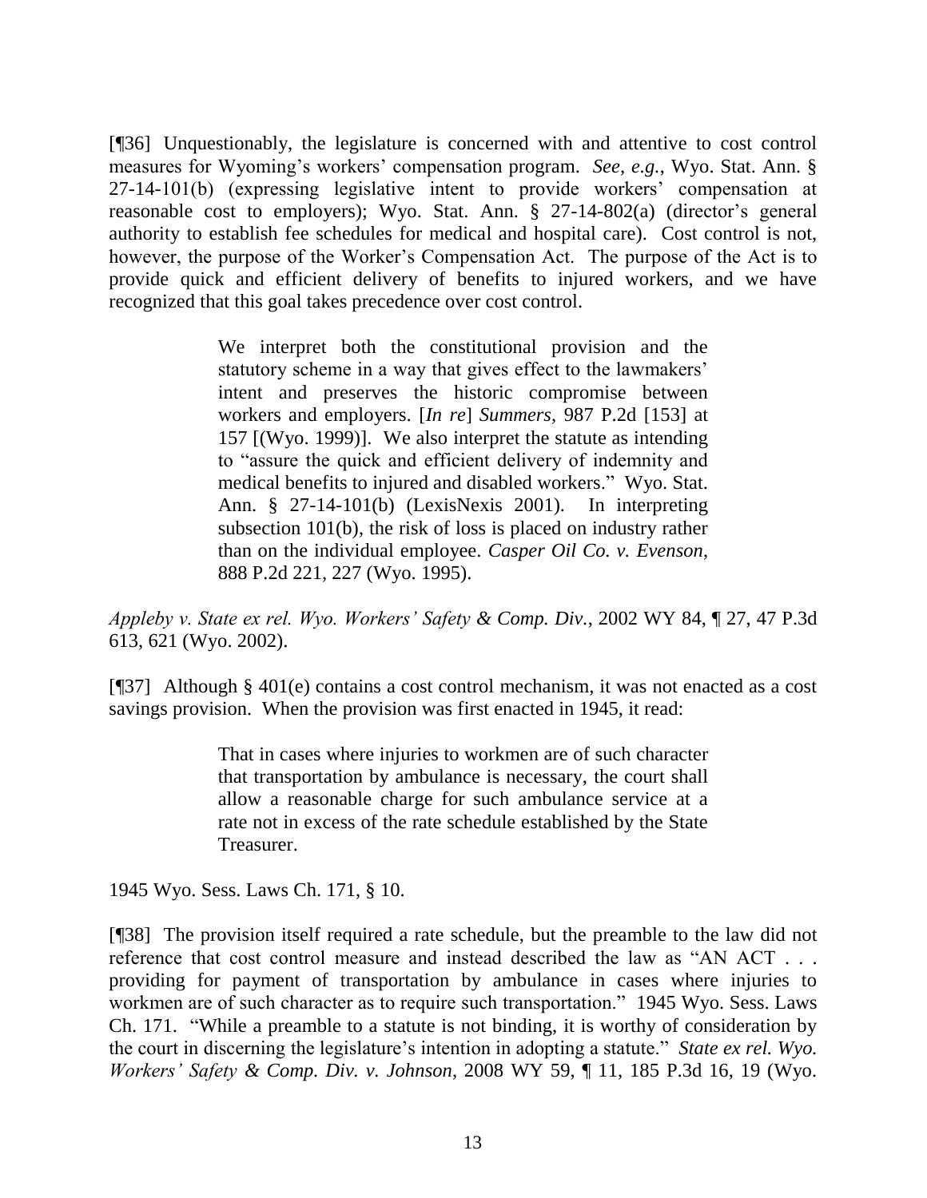[¶36] Unquestionably, the legislature is concerned with and attentive to cost control measures for Wyoming's workers' compensation program. *See, e.g.*, Wyo. Stat. Ann. § 27-14-101(b) (expressing legislative intent to provide workers' compensation at reasonable cost to employers); Wyo. Stat. Ann. § 27-14-802(a) (director's general authority to establish fee schedules for medical and hospital care). Cost control is not, however, the purpose of the Worker's Compensation Act. The purpose of the Act is to provide quick and efficient delivery of benefits to injured workers, and we have recognized that this goal takes precedence over cost control.

> We interpret both the constitutional provision and the statutory scheme in a way that gives effect to the lawmakers' intent and preserves the historic compromise between workers and employers. [*In re*] *Summers*, 987 P.2d [153] at 157 [(Wyo. 1999)]. We also interpret the statute as intending to "assure the quick and efficient delivery of indemnity and medical benefits to injured and disabled workers." Wyo. Stat. Ann. § 27-14-101(b) (LexisNexis 2001). In interpreting subsection 101(b), the risk of loss is placed on industry rather than on the individual employee. *Casper Oil Co. v. Evenson*, 888 P.2d 221, 227 (Wyo. 1995).

*Appleby v. State ex rel. Wyo. Workers' Safety & Comp. Div.*, 2002 WY 84, ¶ 27, 47 P.3d 613, 621 (Wyo. 2002).

[¶37] Although § 401(e) contains a cost control mechanism, it was not enacted as a cost savings provision. When the provision was first enacted in 1945, it read:

> That in cases where injuries to workmen are of such character that transportation by ambulance is necessary, the court shall allow a reasonable charge for such ambulance service at a rate not in excess of the rate schedule established by the State Treasurer.

1945 Wyo. Sess. Laws Ch. 171, § 10.

[¶38] The provision itself required a rate schedule, but the preamble to the law did not reference that cost control measure and instead described the law as "AN ACT . . . providing for payment of transportation by ambulance in cases where injuries to workmen are of such character as to require such transportation." 1945 Wyo. Sess. Laws Ch. 171. "While a preamble to a statute is not binding, it is worthy of consideration by the court in discerning the legislature's intention in adopting a statute." *State ex rel. Wyo. Workers' Safety & Comp. Div. v. Johnson*, 2008 WY 59, ¶ 11, 185 P.3d 16, 19 (Wyo.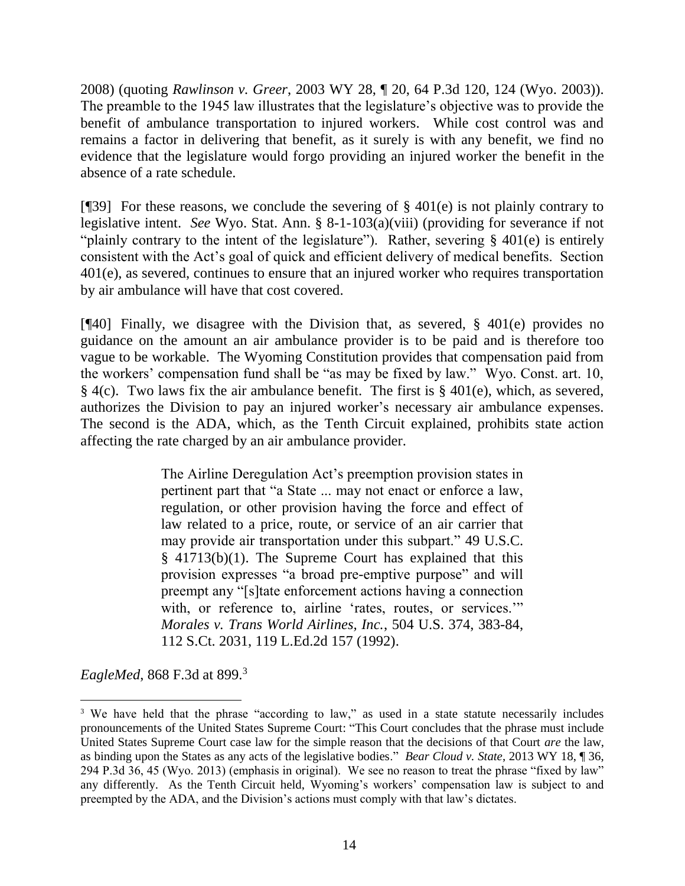2008) (quoting *Rawlinson v. Greer*, 2003 WY 28, ¶ 20, 64 P.3d 120, 124 (Wyo. 2003)). The preamble to the 1945 law illustrates that the legislature's objective was to provide the benefit of ambulance transportation to injured workers. While cost control was and remains a factor in delivering that benefit, as it surely is with any benefit, we find no evidence that the legislature would forgo providing an injured worker the benefit in the absence of a rate schedule.

[¶39] For these reasons, we conclude the severing of § 401(e) is not plainly contrary to legislative intent. *See* Wyo. Stat. Ann. § 8-1-103(a)(viii) (providing for severance if not "plainly contrary to the intent of the legislature"). Rather, severing § 401(e) is entirely consistent with the Act's goal of quick and efficient delivery of medical benefits. Section 401(e), as severed, continues to ensure that an injured worker who requires transportation by air ambulance will have that cost covered.

[¶40] Finally, we disagree with the Division that, as severed, § 401(e) provides no guidance on the amount an air ambulance provider is to be paid and is therefore too vague to be workable. The Wyoming Constitution provides that compensation paid from the workers' compensation fund shall be "as may be fixed by law." Wyo. Const. art. 10, § 4(c). Two laws fix the air ambulance benefit. The first is § 401(e), which, as severed, authorizes the Division to pay an injured worker's necessary air ambulance expenses. The second is the ADA, which, as the Tenth Circuit explained, prohibits state action affecting the rate charged by an air ambulance provider.

> The Airline Deregulation Act's preemption provision states in pertinent part that "a State ... may not enact or enforce a law, regulation, or other provision having the force and effect of law related to a price, route, or service of an air carrier that may provide air transportation under this subpart." 49 U.S.C. § 41713(b)(1). The Supreme Court has explained that this provision expresses "a broad pre-emptive purpose" and will preempt any "[s]tate enforcement actions having a connection with, or reference to, airline 'rates, routes, or services.'" *Morales v. Trans World Airlines, Inc.*, 504 U.S. 374, 383-84, 112 S.Ct. 2031, 119 L.Ed.2d 157 (1992).

*EagleMed*, 868 F.3d at 899.[3]

---

[3] We have held that the phrase "according to law," as used in a state statute necessarily includes pronouncements of the United States Supreme Court: "This Court concludes that the phrase must include United States Supreme Court case law for the simple reason that the decisions of that Court *are* the law, as binding upon the States as any acts of the legislative bodies." *Bear Cloud v. State*, 2013 WY 18, ¶ 36, 294 P.3d 36, 45 (Wyo. 2013) (emphasis in original). We see no reason to treat the phrase "fixed by law" any differently. As the Tenth Circuit held, Wyoming's workers' compensation law is subject to and preempted by the ADA, and the Division's actions must comply with that law's dictates.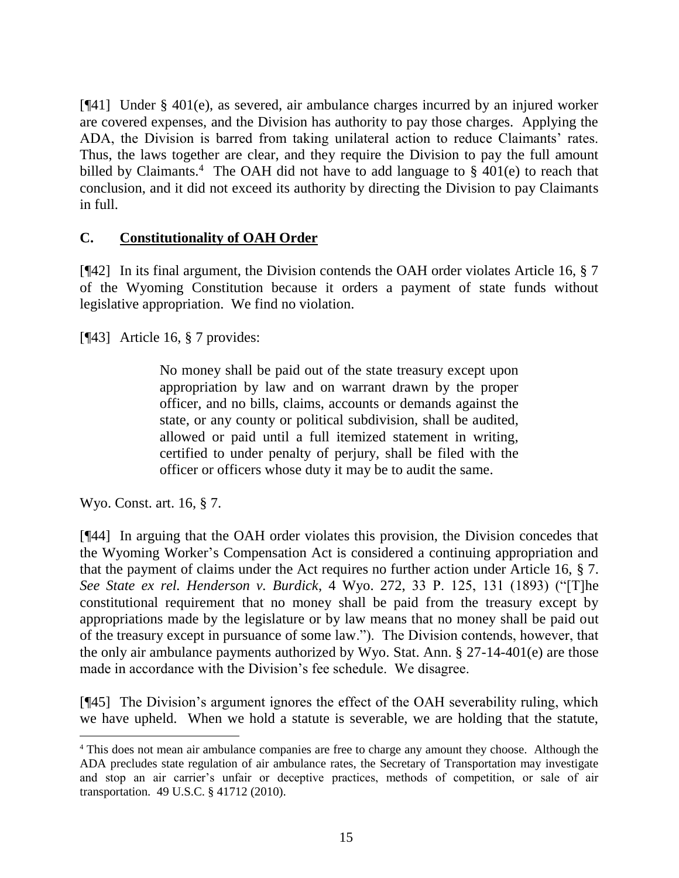[¶41] Under § 401(e), as severed, air ambulance charges incurred by an injured worker are covered expenses, and the Division has authority to pay those charges. Applying the ADA, the Division is barred from taking unilateral action to reduce Claimants' rates. Thus, the laws together are clear, and they require the Division to pay the full amount billed by Claimants.[4] The OAH did not have to add language to § 401(e) to reach that conclusion, and it did not exceed its authority by directing the Division to pay Claimants in full.

## C. Constitutionality of OAH Order

[¶42] In its final argument, the Division contends the OAH order violates Article 16, § 7 of the Wyoming Constitution because it orders a payment of state funds without legislative appropriation. We find no violation.

[¶43] Article 16, § 7 provides:

> No money shall be paid out of the state treasury except upon appropriation by law and on warrant drawn by the proper officer, and no bills, claims, accounts or demands against the state, or any county or political subdivision, shall be audited, allowed or paid until a full itemized statement in writing, certified to under penalty of perjury, shall be filed with the officer or officers whose duty it may be to audit the same.

Wyo. Const. art. 16, § 7.

[¶44] In arguing that the OAH order violates this provision, the Division concedes that the Wyoming Worker's Compensation Act is considered a continuing appropriation and that the payment of claims under the Act requires no further action under Article 16, § 7. *See State ex rel. Henderson v. Burdick*, 4 Wyo. 272, 33 P. 125, 131 (1893) ("[T]he constitutional requirement that no money shall be paid from the treasury except by appropriations made by the legislature or by law means that no money shall be paid out of the treasury except in pursuance of some law."). The Division contends, however, that the only air ambulance payments authorized by Wyo. Stat. Ann. § 27-14-401(e) are those made in accordance with the Division's fee schedule. We disagree.

[¶45] The Division's argument ignores the effect of the OAH severability ruling, which we have upheld. When we hold a statute is severable, we are holding that the statute,

---

[4] This does not mean air ambulance companies are free to charge any amount they choose. Although the ADA precludes state regulation of air ambulance rates, the Secretary of Transportation may investigate and stop an air carrier's unfair or deceptive practices, methods of competition, or sale of air transportation. 49 U.S.C. § 41712 (2010).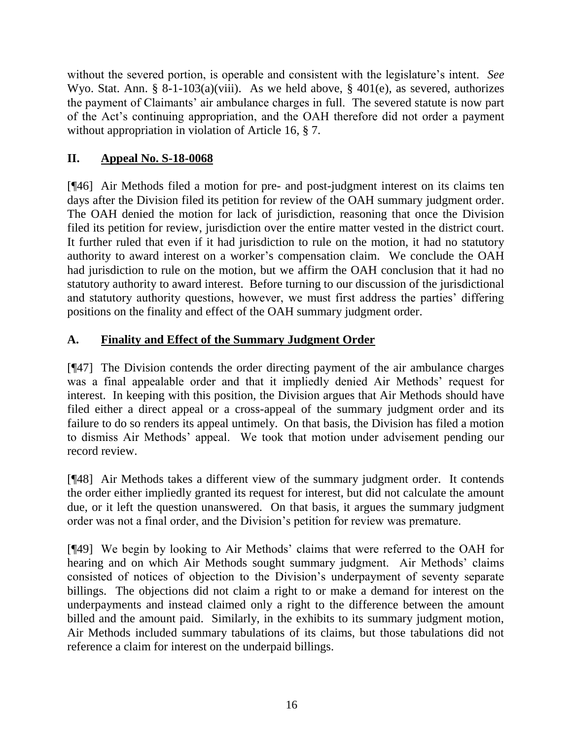without the severed portion, is operable and consistent with the legislature's intent. *See* Wyo. Stat. Ann. § 8-1-103(a)(viii). As we held above, § 401(e), as severed, authorizes the payment of Claimants' air ambulance charges in full. The severed statute is now part of the Act's continuing appropriation, and the OAH therefore did not order a payment without appropriation in violation of Article 16, § 7.

## II. Appeal No. S-18-0068

[¶46] Air Methods filed a motion for pre- and post-judgment interest on its claims ten days after the Division filed its petition for review of the OAH summary judgment order. The OAH denied the motion for lack of jurisdiction, reasoning that once the Division filed its petition for review, jurisdiction over the entire matter vested in the district court. It further ruled that even if it had jurisdiction to rule on the motion, it had no statutory authority to award interest on a worker's compensation claim. We conclude the OAH had jurisdiction to rule on the motion, but we affirm the OAH conclusion that it had no statutory authority to award interest. Before turning to our discussion of the jurisdictional and statutory authority questions, however, we must first address the parties' differing positions on the finality and effect of the OAH summary judgment order.

### A. Finality and Effect of the Summary Judgment Order

[¶47] The Division contends the order directing payment of the air ambulance charges was a final appealable order and that it impliedly denied Air Methods' request for interest. In keeping with this position, the Division argues that Air Methods should have filed either a direct appeal or a cross-appeal of the summary judgment order and its failure to do so renders its appeal untimely. On that basis, the Division has filed a motion to dismiss Air Methods' appeal. We took that motion under advisement pending our record review.

[¶48] Air Methods takes a different view of the summary judgment order. It contends the order either impliedly granted its request for interest, but did not calculate the amount due, or it left the question unanswered. On that basis, it argues the summary judgment order was not a final order, and the Division's petition for review was premature.

[¶49] We begin by looking to Air Methods' claims that were referred to the OAH for hearing and on which Air Methods sought summary judgment. Air Methods' claims consisted of notices of objection to the Division's underpayment of seventy separate billings. The objections did not claim a right to or make a demand for interest on the underpayments and instead claimed only a right to the difference between the amount billed and the amount paid. Similarly, in the exhibits to its summary judgment motion, Air Methods included summary tabulations of its claims, but those tabulations did not reference a claim for interest on the underpaid billings.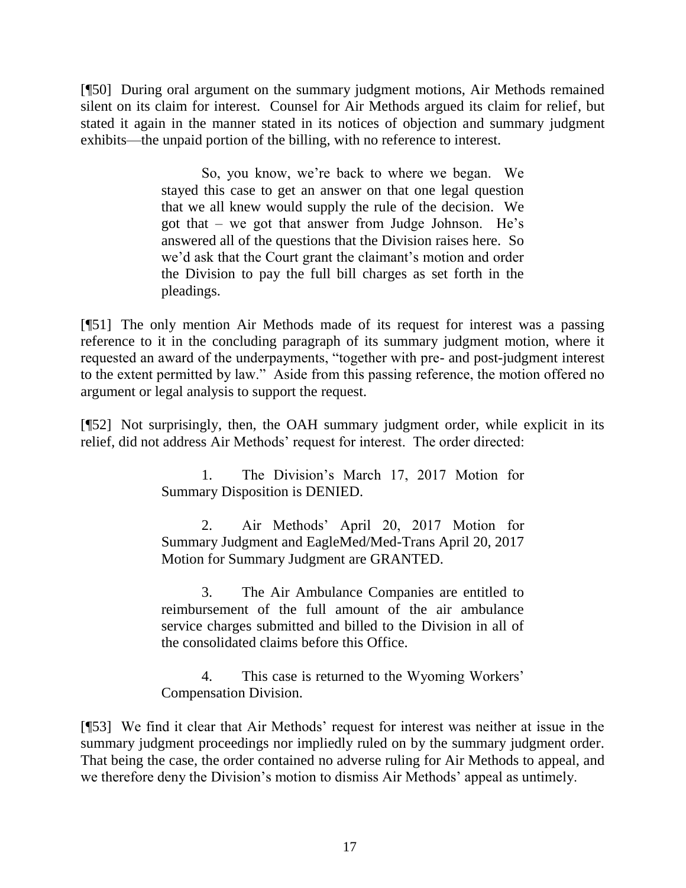[¶50] During oral argument on the summary judgment motions, Air Methods remained silent on its claim for interest. Counsel for Air Methods argued its claim for relief, but stated it again in the manner stated in its notices of objection and summary judgment exhibits—the unpaid portion of the billing, with no reference to interest.

> So, you know, we're back to where we began. We stayed this case to get an answer on that one legal question that we all knew would supply the rule of the decision. We got that – we got that answer from Judge Johnson. He's answered all of the questions that the Division raises here. So we'd ask that the Court grant the claimant's motion and order the Division to pay the full bill charges as set forth in the pleadings.

[¶51] The only mention Air Methods made of its request for interest was a passing reference to it in the concluding paragraph of its summary judgment motion, where it requested an award of the underpayments, "together with pre- and post-judgment interest to the extent permitted by law." Aside from this passing reference, the motion offered no argument or legal analysis to support the request.

[¶52] Not surprisingly, then, the OAH summary judgment order, while explicit in its relief, did not address Air Methods' request for interest. The order directed:

> 1. The Division's March 17, 2017 Motion for Summary Disposition is DENIED.
>
> 2. Air Methods' April 20, 2017 Motion for Summary Judgment and EagleMed/Med-Trans April 20, 2017 Motion for Summary Judgment are GRANTED.
>
> 3. The Air Ambulance Companies are entitled to reimbursement of the full amount of the air ambulance service charges submitted and billed to the Division in all of the consolidated claims before this Office.
>
> 4. This case is returned to the Wyoming Workers' Compensation Division.

[¶53] We find it clear that Air Methods' request for interest was neither at issue in the summary judgment proceedings nor impliedly ruled on by the summary judgment order. That being the case, the order contained no adverse ruling for Air Methods to appeal, and we therefore deny the Division's motion to dismiss Air Methods' appeal as untimely.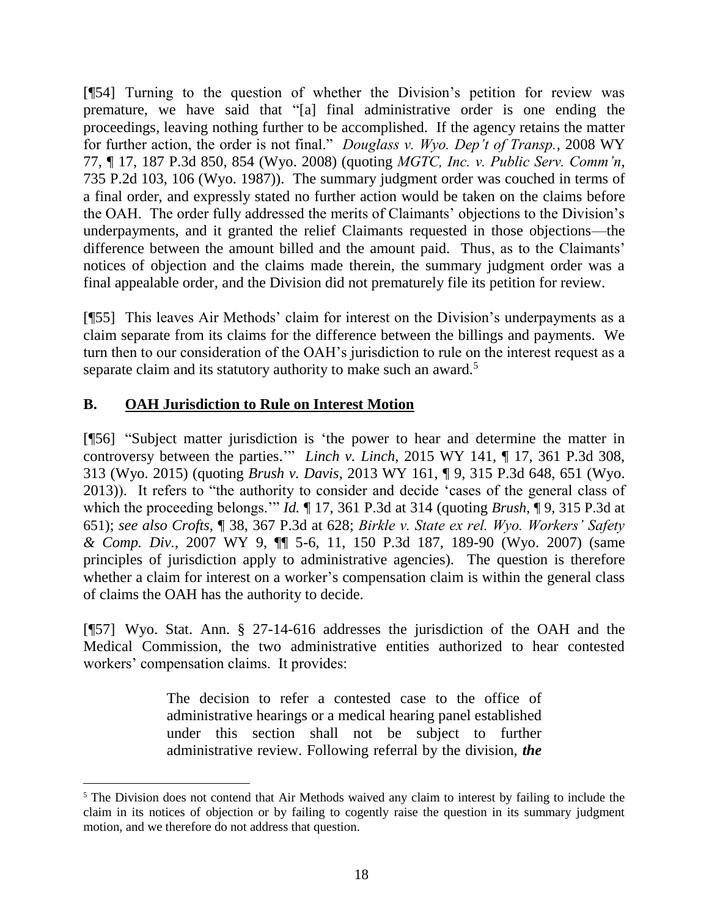[¶54] Turning to the question of whether the Division's petition for review was premature, we have said that "[a] final administrative order is one ending the proceedings, leaving nothing further to be accomplished. If the agency retains the matter for further action, the order is not final." *Douglass v. Wyo. Dep't of Transp.*, 2008 WY 77, ¶ 17, 187 P.3d 850, 854 (Wyo. 2008) (quoting *MGTC, Inc. v. Public Serv. Comm'n*, 735 P.2d 103, 106 (Wyo. 1987)). The summary judgment order was couched in terms of a final order, and expressly stated no further action would be taken on the claims before the OAH. The order fully addressed the merits of Claimants' objections to the Division's underpayments, and it granted the relief Claimants requested in those objections—the difference between the amount billed and the amount paid. Thus, as to the Claimants' notices of objection and the claims made therein, the summary judgment order was a final appealable order, and the Division did not prematurely file its petition for review.

[¶55] This leaves Air Methods' claim for interest on the Division's underpayments as a claim separate from its claims for the difference between the billings and payments. We turn then to our consideration of the OAH's jurisdiction to rule on the interest request as a separate claim and its statutory authority to make such an award.[5]

## B. OAH Jurisdiction to Rule on Interest Motion

[¶56] "Subject matter jurisdiction is 'the power to hear and determine the matter in controversy between the parties.'" *Linch v. Linch*, 2015 WY 141, ¶ 17, 361 P.3d 308, 313 (Wyo. 2015) (quoting *Brush v. Davis*, 2013 WY 161, ¶ 9, 315 P.3d 648, 651 (Wyo. 2013)). It refers to "the authority to consider and decide 'cases of the general class of which the proceeding belongs.'" *Id.* ¶ 17, 361 P.3d at 314 (quoting *Brush*, ¶ 9, 315 P.3d at 651); *see also Crofts*, ¶ 38, 367 P.3d at 628; *Birkle v. State ex rel. Wyo. Workers' Safety & Comp. Div.*, 2007 WY 9, ¶¶ 5-6, 11, 150 P.3d 187, 189-90 (Wyo. 2007) (same principles of jurisdiction apply to administrative agencies). The question is therefore whether a claim for interest on a worker's compensation claim is within the general class of claims the OAH has the authority to decide.

[¶57] Wyo. Stat. Ann. § 27-14-616 addresses the jurisdiction of the OAH and the Medical Commission, the two administrative entities authorized to hear contested workers' compensation claims. It provides:

> The decision to refer a contested case to the office of administrative hearings or a medical hearing panel established under this section shall not be subject to further administrative review. Following referral by the division, ***the***

---

[5] The Division does not contend that Air Methods waived any claim to interest by failing to include the claim in its notices of objection or by failing to cogently raise the question in its summary judgment motion, and we therefore do not address that question.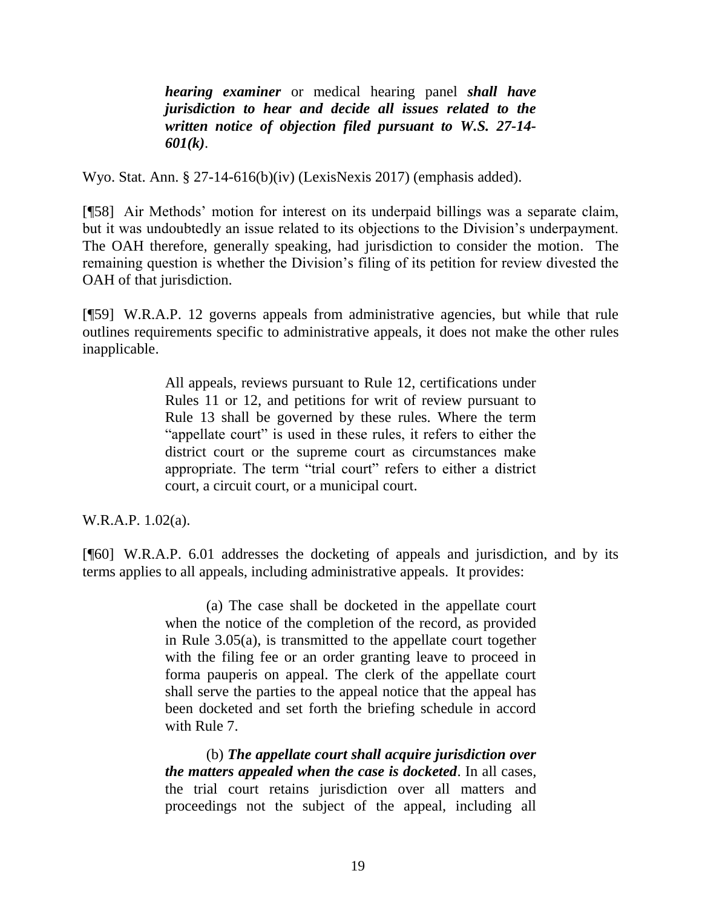> ***hearing examiner*** or medical hearing panel ***shall have jurisdiction to hear and decide all issues related to the written notice of objection filed pursuant to W.S. 27-14-601(k)***.

Wyo. Stat. Ann. § 27-14-616(b)(iv) (LexisNexis 2017) (emphasis added).

[¶58] Air Methods' motion for interest on its underpaid billings was a separate claim, but it was undoubtedly an issue related to its objections to the Division's underpayment. The OAH therefore, generally speaking, had jurisdiction to consider the motion. The remaining question is whether the Division's filing of its petition for review divested the OAH of that jurisdiction.

[¶59] W.R.A.P. 12 governs appeals from administrative agencies, but while that rule outlines requirements specific to administrative appeals, it does not make the other rules inapplicable.

> All appeals, reviews pursuant to Rule 12, certifications under Rules 11 or 12, and petitions for writ of review pursuant to Rule 13 shall be governed by these rules. Where the term "appellate court" is used in these rules, it refers to either the district court or the supreme court as circumstances make appropriate. The term "trial court" refers to either a district court, a circuit court, or a municipal court.

W.R.A.P. 1.02(a).

[¶60] W.R.A.P. 6.01 addresses the docketing of appeals and jurisdiction, and by its terms applies to all appeals, including administrative appeals. It provides:

> (a) The case shall be docketed in the appellate court when the notice of the completion of the record, as provided in Rule 3.05(a), is transmitted to the appellate court together with the filing fee or an order granting leave to proceed in forma pauperis on appeal. The clerk of the appellate court shall serve the parties to the appeal notice that the appeal has been docketed and set forth the briefing schedule in accord with Rule 7.
>
> (b) ***The appellate court shall acquire jurisdiction over the matters appealed when the case is docketed***. In all cases, the trial court retains jurisdiction over all matters and proceedings not the subject of the appeal, including all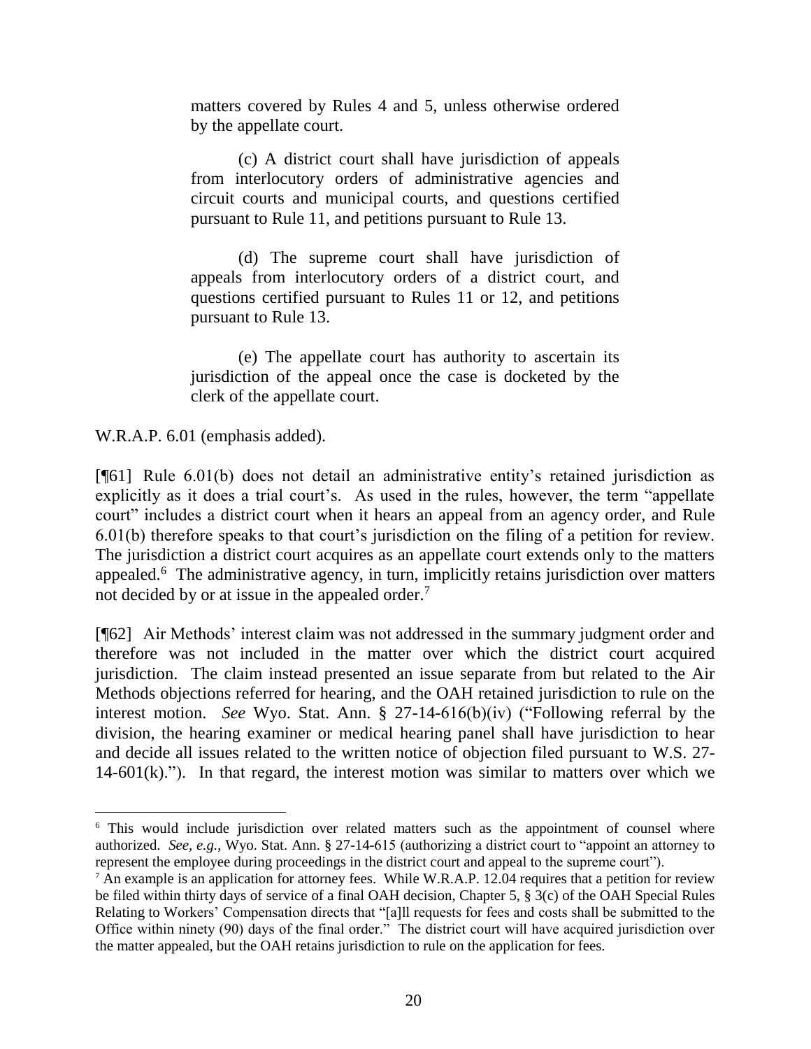> matters covered by Rules 4 and 5, unless otherwise ordered by the appellate court.
>
> (c) A district court shall have jurisdiction of appeals from interlocutory orders of administrative agencies and circuit courts and municipal courts, and questions certified pursuant to Rule 11, and petitions pursuant to Rule 13.
>
> (d) The supreme court shall have jurisdiction of appeals from interlocutory orders of a district court, and questions certified pursuant to Rules 11 or 12, and petitions pursuant to Rule 13.
>
> (e) The appellate court has authority to ascertain its jurisdiction of the appeal once the case is docketed by the clerk of the appellate court.

W.R.A.P. 6.01 (emphasis added).

[¶61] Rule 6.01(b) does not detail an administrative entity's retained jurisdiction as explicitly as it does a trial court's. As used in the rules, however, the term "appellate court" includes a district court when it hears an appeal from an agency order, and Rule 6.01(b) therefore speaks to that court's jurisdiction on the filing of a petition for review. The jurisdiction a district court acquires as an appellate court extends only to the matters appealed.[6] The administrative agency, in turn, implicitly retains jurisdiction over matters not decided by or at issue in the appealed order.[7]

[¶62] Air Methods' interest claim was not addressed in the summary judgment order and therefore was not included in the matter over which the district court acquired jurisdiction. The claim instead presented an issue separate from but related to the Air Methods objections referred for hearing, and the OAH retained jurisdiction to rule on the interest motion. *See* Wyo. Stat. Ann. § 27-14-616(b)(iv) ("Following referral by the division, the hearing examiner or medical hearing panel shall have jurisdiction to hear and decide all issues related to the written notice of objection filed pursuant to W.S. 27-14-601(k)."). In that regard, the interest motion was similar to matters over which we

---

[6] This would include jurisdiction over related matters such as the appointment of counsel where authorized. *See, e.g.*, Wyo. Stat. Ann. § 27-14-615 (authorizing a district court to "appoint an attorney to represent the employee during proceedings in the district court and appeal to the supreme court").

[7] An example is an application for attorney fees. While W.R.A.P. 12.04 requires that a petition for review be filed within thirty days of service of a final OAH decision, Chapter 5, § 3(c) of the OAH Special Rules Relating to Workers' Compensation directs that "[a]ll requests for fees and costs shall be submitted to the Office within ninety (90) days of the final order." The district court will have acquired jurisdiction over the matter appealed, but the OAH retains jurisdiction to rule on the application for fees.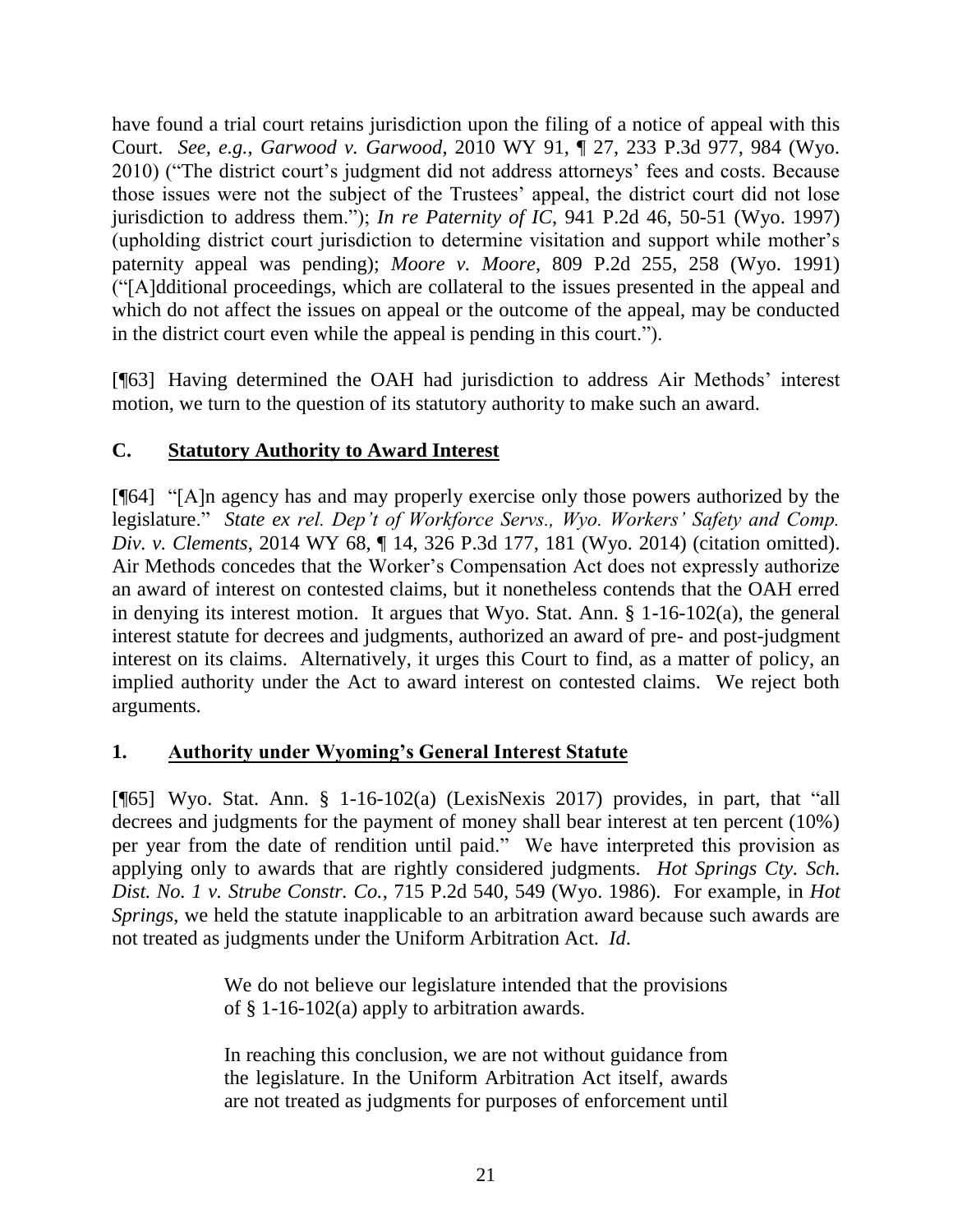have found a trial court retains jurisdiction upon the filing of a notice of appeal with this Court. *See, e.g.*, *Garwood v. Garwood*, 2010 WY 91, ¶ 27, 233 P.3d 977, 984 (Wyo. 2010) ("The district court's judgment did not address attorneys' fees and costs. Because those issues were not the subject of the Trustees' appeal, the district court did not lose jurisdiction to address them."); *In re Paternity of IC*, 941 P.2d 46, 50-51 (Wyo. 1997) (upholding district court jurisdiction to determine visitation and support while mother's paternity appeal was pending); *Moore v. Moore*, 809 P.2d 255, 258 (Wyo. 1991) ("[A]dditional proceedings, which are collateral to the issues presented in the appeal and which do not affect the issues on appeal or the outcome of the appeal, may be conducted in the district court even while the appeal is pending in this court.").

[¶63] Having determined the OAH had jurisdiction to address Air Methods' interest motion, we turn to the question of its statutory authority to make such an award.

## C. Statutory Authority to Award Interest

[¶64] "[A]n agency has and may properly exercise only those powers authorized by the legislature." *State ex rel. Dep't of Workforce Servs., Wyo. Workers' Safety and Comp. Div. v. Clements*, 2014 WY 68, ¶ 14, 326 P.3d 177, 181 (Wyo. 2014) (citation omitted). Air Methods concedes that the Worker's Compensation Act does not expressly authorize an award of interest on contested claims, but it nonetheless contends that the OAH erred in denying its interest motion. It argues that Wyo. Stat. Ann. § 1-16-102(a), the general interest statute for decrees and judgments, authorized an award of pre- and post-judgment interest on its claims. Alternatively, it urges this Court to find, as a matter of policy, an implied authority under the Act to award interest on contested claims. We reject both arguments.

### 1. Authority under Wyoming's General Interest Statute

[¶65] Wyo. Stat. Ann. § 1-16-102(a) (LexisNexis 2017) provides, in part, that "all decrees and judgments for the payment of money shall bear interest at ten percent (10%) per year from the date of rendition until paid." We have interpreted this provision as applying only to awards that are rightly considered judgments. *Hot Springs Cty. Sch. Dist. No. 1 v. Strube Constr. Co.*, 715 P.2d 540, 549 (Wyo. 1986). For example, in *Hot Springs*, we held the statute inapplicable to an arbitration award because such awards are not treated as judgments under the Uniform Arbitration Act. *Id*.

> We do not believe our legislature intended that the provisions of § 1-16-102(a) apply to arbitration awards.
>
> In reaching this conclusion, we are not without guidance from the legislature. In the Uniform Arbitration Act itself, awards are not treated as judgments for purposes of enforcement until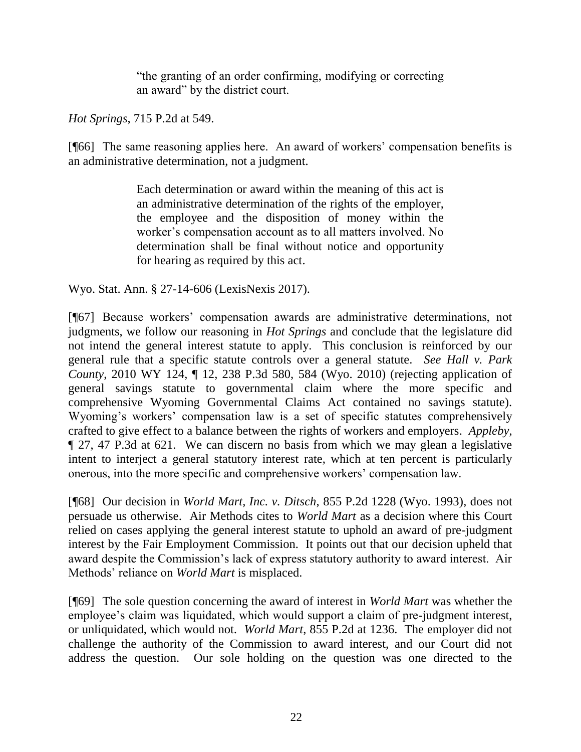> "the granting of an order confirming, modifying or correcting an award" by the district court.

*Hot Springs*, 715 P.2d at 549.

[¶66] The same reasoning applies here. An award of workers' compensation benefits is an administrative determination, not a judgment.

> Each determination or award within the meaning of this act is an administrative determination of the rights of the employer, the employee and the disposition of money within the worker's compensation account as to all matters involved. No determination shall be final without notice and opportunity for hearing as required by this act.

Wyo. Stat. Ann. § 27-14-606 (LexisNexis 2017).

[¶67] Because workers' compensation awards are administrative determinations, not judgments, we follow our reasoning in *Hot Springs* and conclude that the legislature did not intend the general interest statute to apply. This conclusion is reinforced by our general rule that a specific statute controls over a general statute. *See Hall v. Park County*, 2010 WY 124, ¶ 12, 238 P.3d 580, 584 (Wyo. 2010) (rejecting application of general savings statute to governmental claim where the more specific and comprehensive Wyoming Governmental Claims Act contained no savings statute). Wyoming's workers' compensation law is a set of specific statutes comprehensively crafted to give effect to a balance between the rights of workers and employers. *Appleby*, ¶ 27, 47 P.3d at 621. We can discern no basis from which we may glean a legislative intent to interject a general statutory interest rate, which at ten percent is particularly onerous, into the more specific and comprehensive workers' compensation law.

[¶68] Our decision in *World Mart, Inc. v. Ditsch*, 855 P.2d 1228 (Wyo. 1993), does not persuade us otherwise. Air Methods cites to *World Mart* as a decision where this Court relied on cases applying the general interest statute to uphold an award of pre-judgment interest by the Fair Employment Commission. It points out that our decision upheld that award despite the Commission's lack of express statutory authority to award interest. Air Methods' reliance on *World Mart* is misplaced.

[¶69] The sole question concerning the award of interest in *World Mart* was whether the employee's claim was liquidated, which would support a claim of pre-judgment interest, or unliquidated, which would not. *World Mart*, 855 P.2d at 1236. The employer did not challenge the authority of the Commission to award interest, and our Court did not address the question. Our sole holding on the question was one directed to the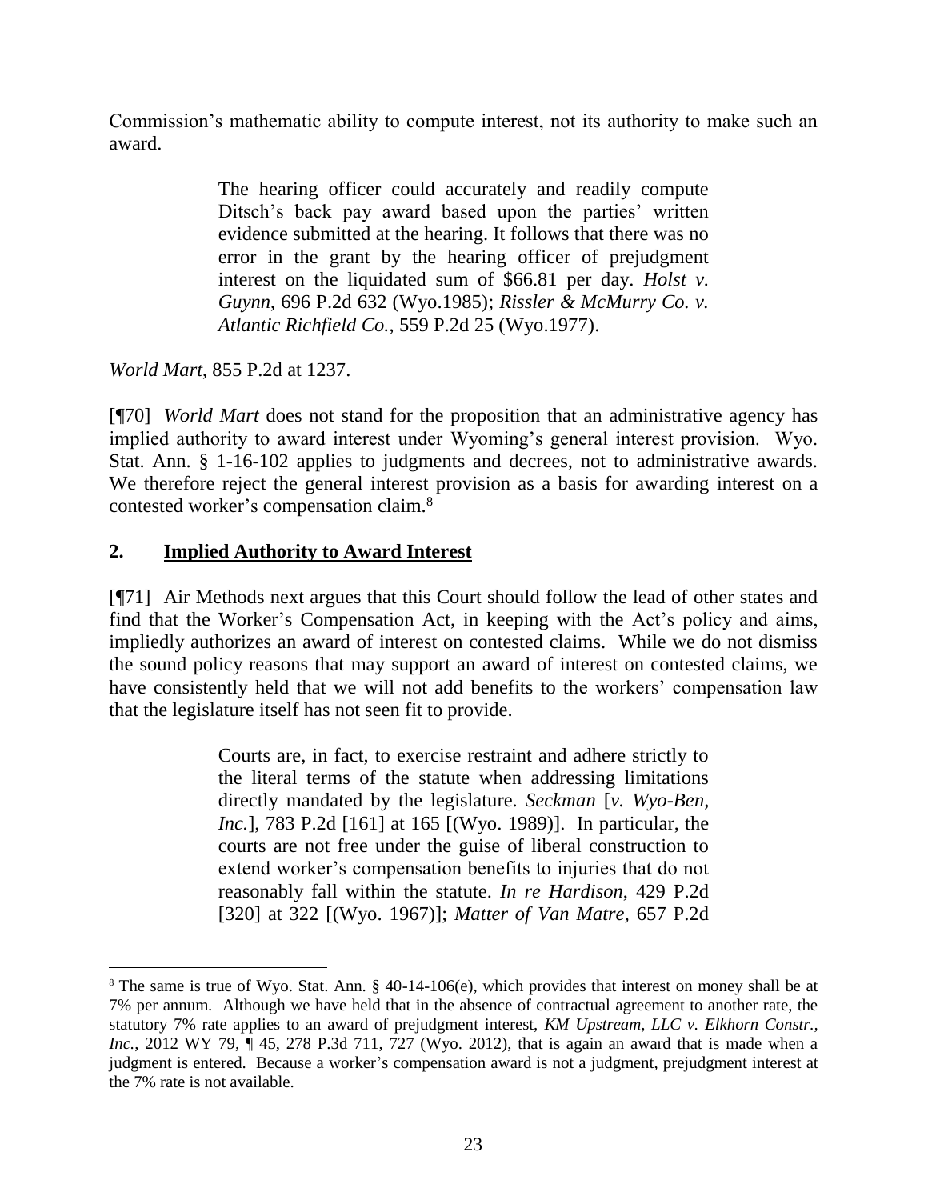Commission's mathematic ability to compute interest, not its authority to make such an award.

> The hearing officer could accurately and readily compute Ditsch's back pay award based upon the parties' written evidence submitted at the hearing. It follows that there was no error in the grant by the hearing officer of prejudgment interest on the liquidated sum of $66.81 per day. *Holst v. Guynn*, 696 P.2d 632 (Wyo.1985); *Rissler & McMurry Co. v. Atlantic Richfield Co.*, 559 P.2d 25 (Wyo.1977).

*World Mart*, 855 P.2d at 1237.

[¶70] *World Mart* does not stand for the proposition that an administrative agency has implied authority to award interest under Wyoming's general interest provision. Wyo. Stat. Ann. § 1-16-102 applies to judgments and decrees, not to administrative awards. We therefore reject the general interest provision as a basis for awarding interest on a contested worker's compensation claim.[8]

## 2. Implied Authority to Award Interest

[¶71] Air Methods next argues that this Court should follow the lead of other states and find that the Worker's Compensation Act, in keeping with the Act's policy and aims, impliedly authorizes an award of interest on contested claims. While we do not dismiss the sound policy reasons that may support an award of interest on contested claims, we have consistently held that we will not add benefits to the workers' compensation law that the legislature itself has not seen fit to provide.

> Courts are, in fact, to exercise restraint and adhere strictly to the literal terms of the statute when addressing limitations directly mandated by the legislature. *Seckman* [*v. Wyo-Ben, Inc.*], 783 P.2d [161] at 165 [(Wyo. 1989)]. In particular, the courts are not free under the guise of liberal construction to extend worker's compensation benefits to injuries that do not reasonably fall within the statute. *In re Hardison*, 429 P.2d [320] at 322 [(Wyo. 1967)]; *Matter of Van Matre*, 657 P.2d

---

[8] The same is true of Wyo. Stat. Ann. § 40-14-106(e), which provides that interest on money shall be at 7% per annum. Although we have held that in the absence of contractual agreement to another rate, the statutory 7% rate applies to an award of prejudgment interest, *KM Upstream, LLC v. Elkhorn Constr., Inc.*, 2012 WY 79, ¶ 45, 278 P.3d 711, 727 (Wyo. 2012), that is again an award that is made when a judgment is entered. Because a worker's compensation award is not a judgment, prejudgment interest at the 7% rate is not available.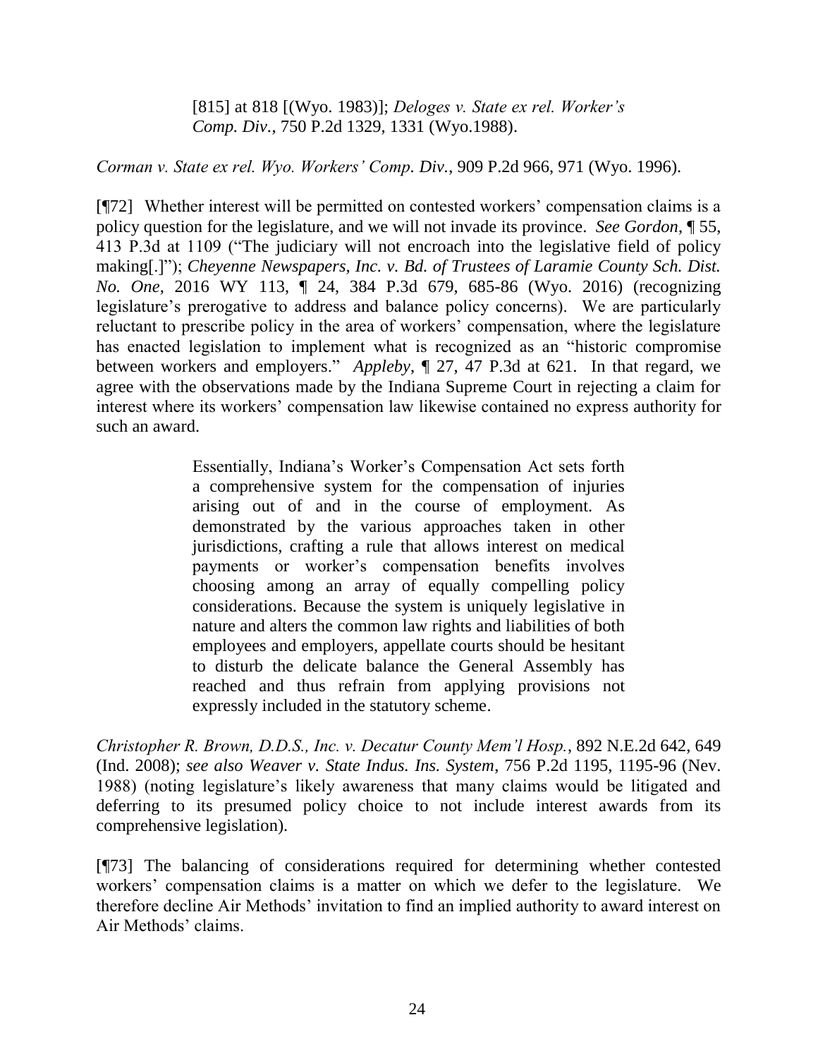> [815] at 818 [(Wyo. 1983)]; *Deloges v. State ex rel. Worker's Comp. Div.*, 750 P.2d 1329, 1331 (Wyo.1988).

*Corman v. State ex rel. Wyo. Workers' Comp. Div.*, 909 P.2d 966, 971 (Wyo. 1996).

[¶72] Whether interest will be permitted on contested workers' compensation claims is a policy question for the legislature, and we will not invade its province. *See Gordon*, ¶ 55, 413 P.3d at 1109 ("The judiciary will not encroach into the legislative field of policy making[.]"); *Cheyenne Newspapers, Inc. v. Bd. of Trustees of Laramie County Sch. Dist. No. One*, 2016 WY 113, ¶ 24, 384 P.3d 679, 685-86 (Wyo. 2016) (recognizing legislature's prerogative to address and balance policy concerns). We are particularly reluctant to prescribe policy in the area of workers' compensation, where the legislature has enacted legislation to implement what is recognized as an "historic compromise between workers and employers." *Appleby*, ¶ 27, 47 P.3d at 621. In that regard, we agree with the observations made by the Indiana Supreme Court in rejecting a claim for interest where its workers' compensation law likewise contained no express authority for such an award.

> Essentially, Indiana's Worker's Compensation Act sets forth a comprehensive system for the compensation of injuries arising out of and in the course of employment. As demonstrated by the various approaches taken in other jurisdictions, crafting a rule that allows interest on medical payments or worker's compensation benefits involves choosing among an array of equally compelling policy considerations. Because the system is uniquely legislative in nature and alters the common law rights and liabilities of both employees and employers, appellate courts should be hesitant to disturb the delicate balance the General Assembly has reached and thus refrain from applying provisions not expressly included in the statutory scheme.

*Christopher R. Brown, D.D.S., Inc. v. Decatur County Mem'l Hosp.*, 892 N.E.2d 642, 649 (Ind. 2008); *see also Weaver v. State Indus. Ins. System*, 756 P.2d 1195, 1195-96 (Nev. 1988) (noting legislature's likely awareness that many claims would be litigated and deferring to its presumed policy choice to not include interest awards from its comprehensive legislation).

[¶73] The balancing of considerations required for determining whether contested workers' compensation claims is a matter on which we defer to the legislature. We therefore decline Air Methods' invitation to find an implied authority to award interest on Air Methods' claims.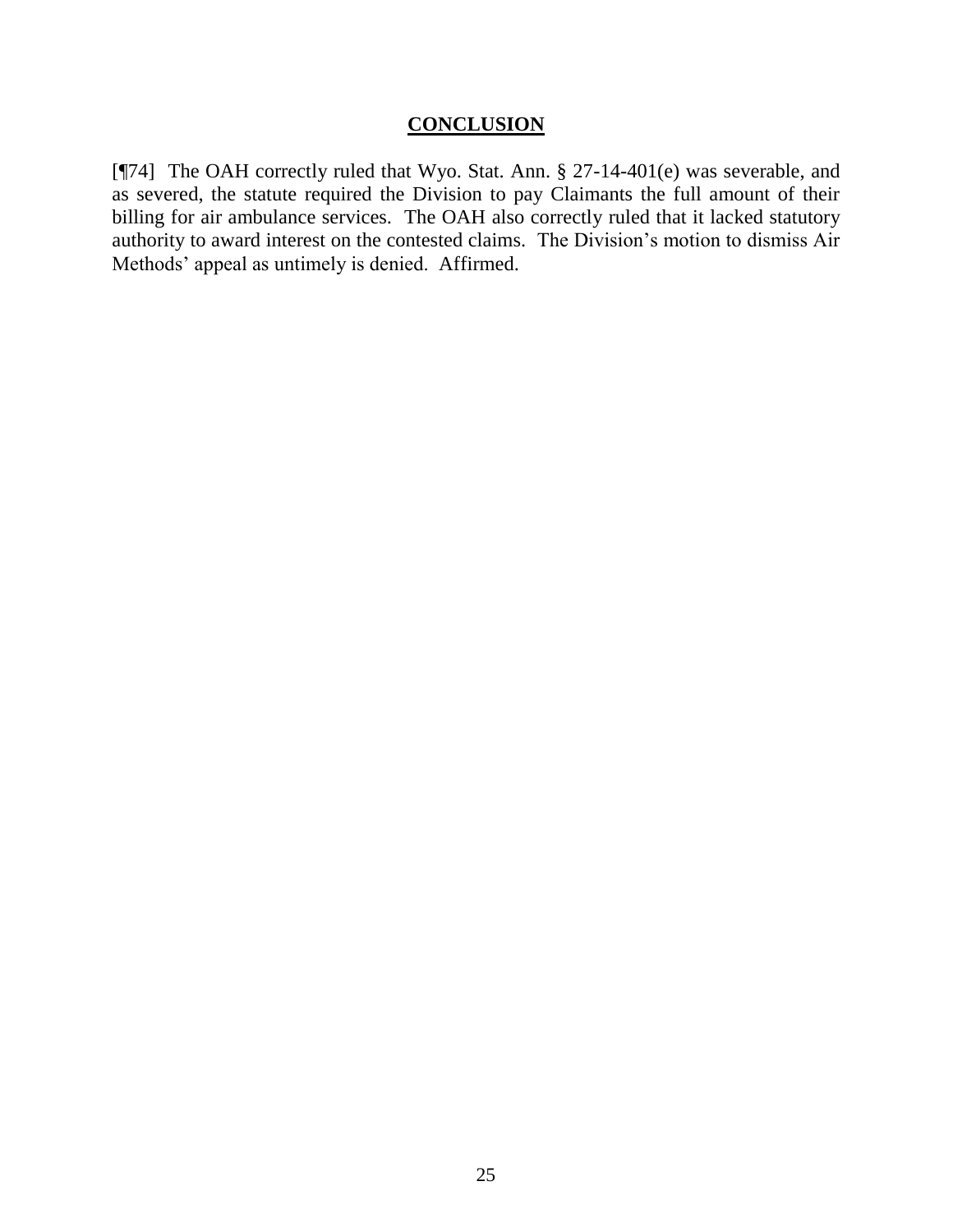## CONCLUSION

[¶74] The OAH correctly ruled that Wyo. Stat. Ann. § 27-14-401(e) was severable, and as severed, the statute required the Division to pay Claimants the full amount of their billing for air ambulance services. The OAH also correctly ruled that it lacked statutory authority to award interest on the contested claims. The Division's motion to dismiss Air Methods' appeal as untimely is denied. Affirmed.